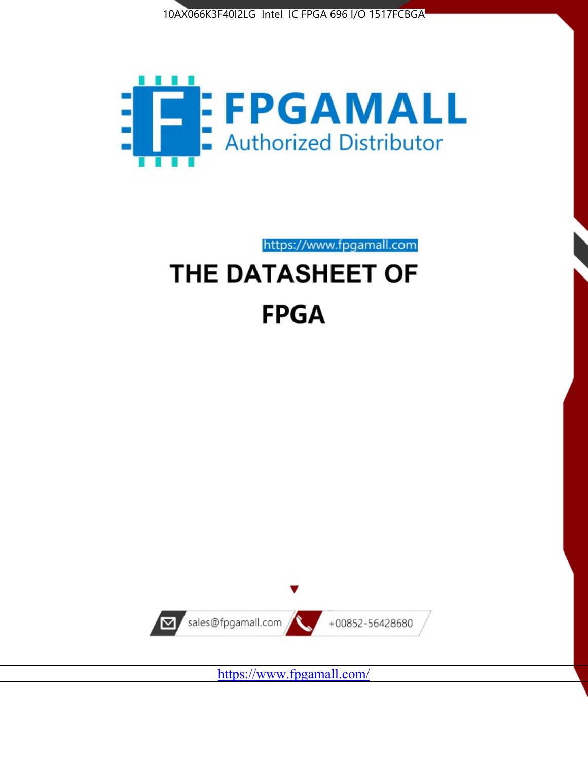10AX066K3F40I2LG Intel IC FPGA 696 I/O 1517FCBGA

FPGAMALL

Authorized Distributor

https://www.fpgamall.com

# THE DATASHEET OF

# FPGA

sales@fpgamall.com

+00852-56428680

https://www.fpgamall.com/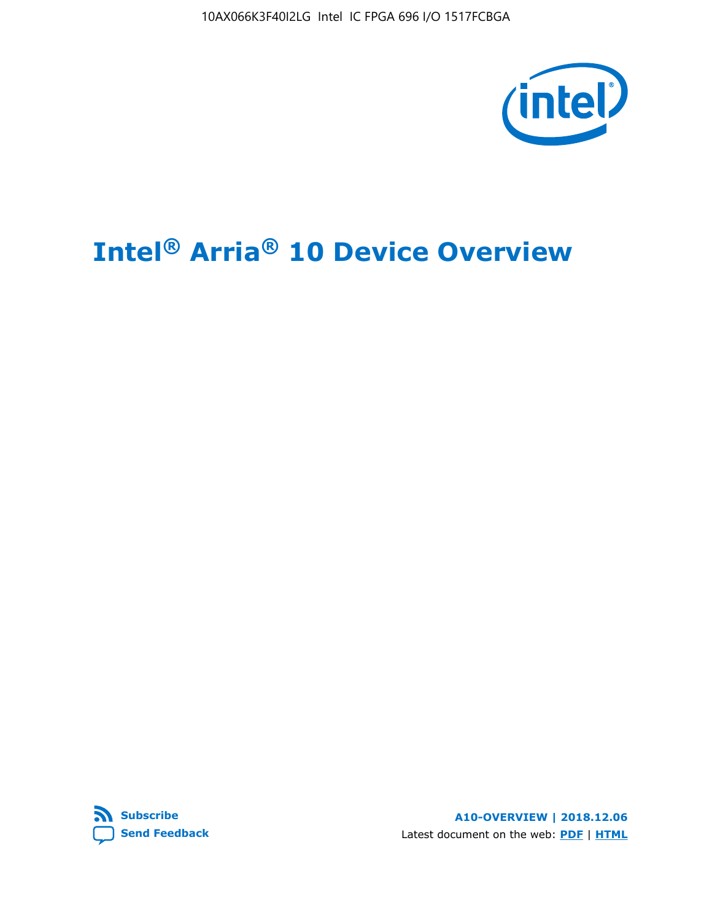# Intel® Arria® 10 Device Overview

Subscribe

Send Feedback

A10-OVERVIEW | 2018.12.06

Latest document on the web: PDF | HTML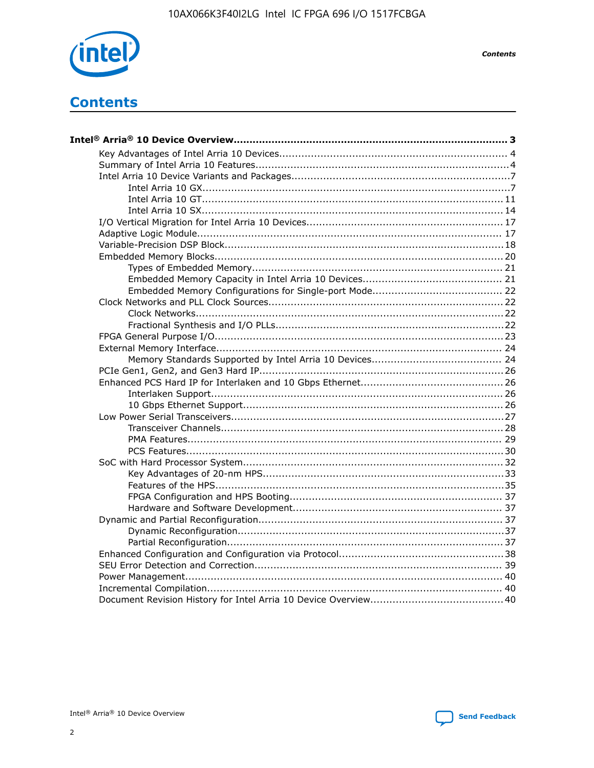# Contents

**Intel® Arria® 10 Device Overview....................................................................................... 3**

- Key Advantages of Intel Arria 10 Devices........................................................................ 4
- Summary of Intel Arria 10 Features................................................................................4
- Intel Arria 10 Device Variants and Packages.....................................................................7
  - Intel Arria 10 GX.................................................................................................7
  - Intel Arria 10 GT............................................................................................... 11
  - Intel Arria 10 SX............................................................................................... 14
- I/O Vertical Migration for Intel Arria 10 Devices.............................................................. 17
- Adaptive Logic Module................................................................................................ 17
- Variable-Precision DSP Block........................................................................................18
- Embedded Memory Blocks........................................................................................... 20
  - Types of Embedded Memory............................................................................... 21
  - Embedded Memory Capacity in Intel Arria 10 Devices............................................ 21
  - Embedded Memory Configurations for Single-port Mode......................................... 22
- Clock Networks and PLL Clock Sources.......................................................................... 22
  - Clock Networks.................................................................................................22
  - Fractional Synthesis and I/O PLLs........................................................................22
- FPGA General Purpose I/O.......................................................................................... 23
- External Memory Interface.......................................................................................... 24
  - Memory Standards Supported by Intel Arria 10 Devices......................................... 24
- PCIe Gen1, Gen2, and Gen3 Hard IP.............................................................................26
- Enhanced PCS Hard IP for Interlaken and 10 Gbps Ethernet.............................................26
  - Interlaken Support............................................................................................ 26
  - 10 Gbps Ethernet Support.................................................................................. 26
- Low Power Serial Transceivers.....................................................................................27
  - Transceiver Channels.........................................................................................28
  - PMA Features................................................................................................... 29
  - PCS Features....................................................................................................30
- SoC with Hard Processor System.................................................................................. 32
  - Key Advantages of 20-nm HPS............................................................................33
  - Features of the HPS...........................................................................................35
  - FPGA Configuration and HPS Booting................................................................... 37
  - Hardware and Software Development.................................................................. 37
- Dynamic and Partial Reconfiguration............................................................................. 37
  - Dynamic Reconfiguration....................................................................................37
  - Partial Reconfiguration.......................................................................................37
- Enhanced Configuration and Configuration via Protocol....................................................38
- SEU Error Detection and Correction.............................................................................. 39
- Power Management................................................................................................... 40
- Incremental Compilation............................................................................................. 40
- Document Revision History for Intel Arria 10 Device Overview..........................................40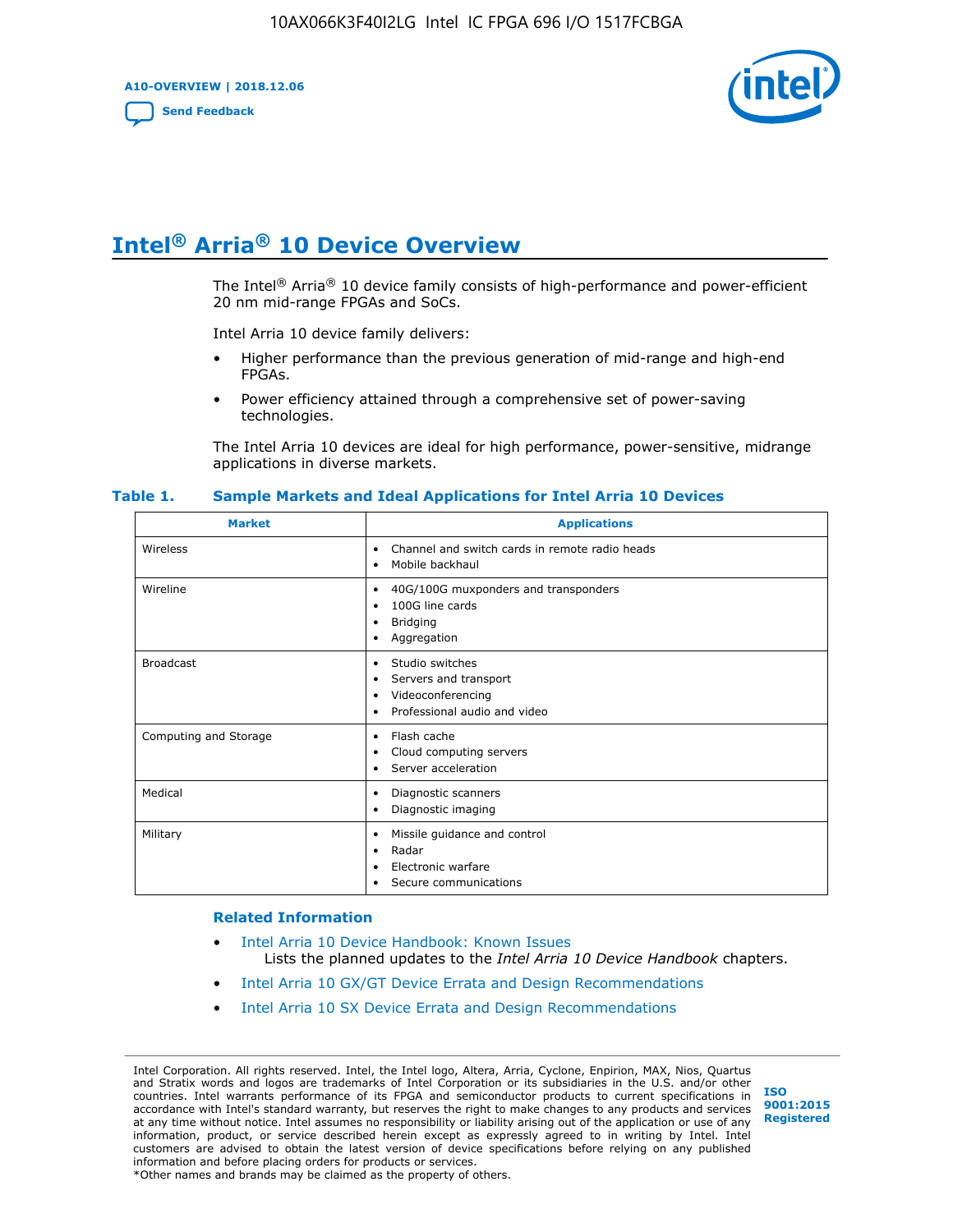# Intel® Arria® 10 Device Overview

The Intel® Arria® 10 device family consists of high-performance and power-efficient 20 nm mid-range FPGAs and SoCs.

Intel Arria 10 device family delivers:

- Higher performance than the previous generation of mid-range and high-end FPGAs.
- Power efficiency attained through a comprehensive set of power-saving technologies.

The Intel Arria 10 devices are ideal for high performance, power-sensitive, midrange applications in diverse markets.

**Table 1. Sample Markets and Ideal Applications for Intel Arria 10 Devices**

| Market | Applications |
|---|---|
| Wireless | • Channel and switch cards in remote radio heads<br>• Mobile backhaul |
| Wireline | • 40G/100G muxponders and transponders<br>• 100G line cards<br>• Bridging<br>• Aggregation |
| Broadcast | • Studio switches<br>• Servers and transport<br>• Videoconferencing<br>• Professional audio and video |
| Computing and Storage | • Flash cache<br>• Cloud computing servers<br>• Server acceleration |
| Medical | • Diagnostic scanners<br>• Diagnostic imaging |
| Military | • Missile guidance and control<br>• Radar<br>• Electronic warfare<br>• Secure communications |

## Related Information

- Intel Arria 10 Device Handbook: Known Issues
  Lists the planned updates to the *Intel Arria 10 Device Handbook* chapters.
- Intel Arria 10 GX/GT Device Errata and Design Recommendations
- Intel Arria 10 SX Device Errata and Design Recommendations

Intel Corporation. All rights reserved. Intel, the Intel logo, Altera, Arria, Cyclone, Enpirion, MAX, Nios, Quartus and Stratix words and logos are trademarks of Intel Corporation or its subsidiaries in the U.S. and/or other countries. Intel warrants performance of its FPGA and semiconductor products to current specifications in accordance with Intel's standard warranty, but reserves the right to make changes to any products and services at any time without notice. Intel assumes no responsibility or liability arising out of the application or use of any information, product, or service described herein except as expressly agreed to in writing by Intel. Intel customers are advised to obtain the latest version of device specifications before relying on any published information and before placing orders for products or services.
*Other names and brands may be claimed as the property of others.

ISO 9001:2015 Registered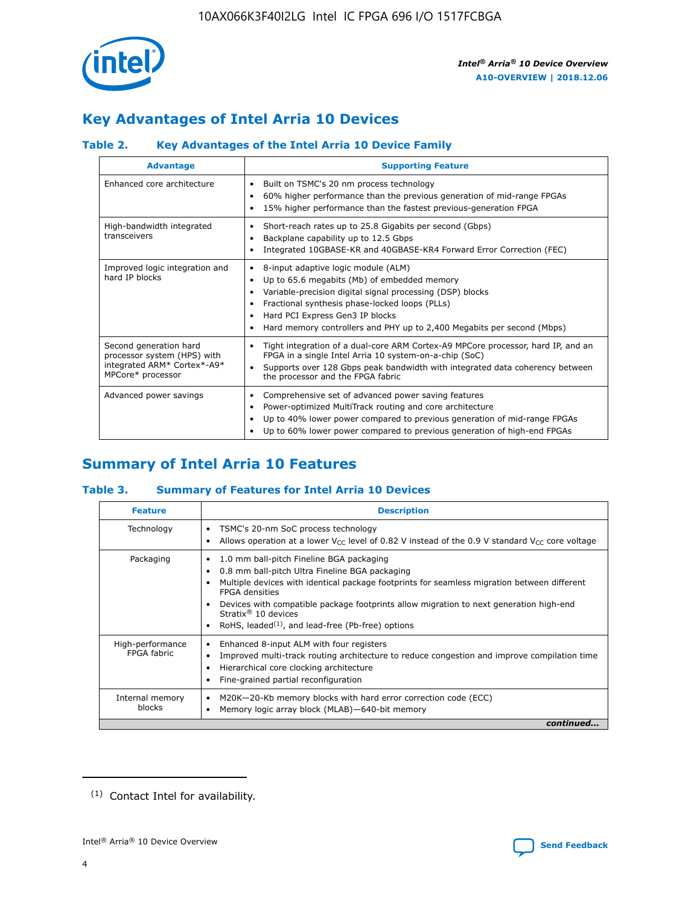## Key Advantages of Intel Arria 10 Devices

### Table 2. Key Advantages of the Intel Arria 10 Device Family

| Advantage | Supporting Feature |
|---|---|
| Enhanced core architecture | • Built on TSMC's 20 nm process technology<br>• 60% higher performance than the previous generation of mid-range FPGAs<br>• 15% higher performance than the fastest previous-generation FPGA |
| High-bandwidth integrated transceivers | • Short-reach rates up to 25.8 Gigabits per second (Gbps)<br>• Backplane capability up to 12.5 Gbps<br>• Integrated 10GBASE-KR and 40GBASE-KR4 Forward Error Correction (FEC) |
| Improved logic integration and hard IP blocks | • 8-input adaptive logic module (ALM)<br>• Up to 65.6 megabits (Mb) of embedded memory<br>• Variable-precision digital signal processing (DSP) blocks<br>• Fractional synthesis phase-locked loops (PLLs)<br>• Hard PCI Express Gen3 IP blocks<br>• Hard memory controllers and PHY up to 2,400 Megabits per second (Mbps) |
| Second generation hard processor system (HPS) with integrated ARM* Cortex*-A9* MPCore* processor | • Tight integration of a dual-core ARM Cortex-A9 MPCore processor, hard IP, and an FPGA in a single Intel Arria 10 system-on-a-chip (SoC)<br>• Supports over 128 Gbps peak bandwidth with integrated data coherency between the processor and the FPGA fabric |
| Advanced power savings | • Comprehensive set of advanced power saving features<br>• Power-optimized MultiTrack routing and core architecture<br>• Up to 40% lower power compared to previous generation of mid-range FPGAs<br>• Up to 60% lower power compared to previous generation of high-end FPGAs |

## Summary of Intel Arria 10 Features

### Table 3. Summary of Features for Intel Arria 10 Devices

| Feature | Description |
|---|---|
| Technology | • TSMC's 20-nm SoC process technology<br>• Allows operation at a lower $V_{CC}$ level of 0.82 V instead of the 0.9 V standard $V_{CC}$ core voltage |
| Packaging | • 1.0 mm ball-pitch Fineline BGA packaging<br>• 0.8 mm ball-pitch Ultra Fineline BGA packaging<br>• Multiple devices with identical package footprints for seamless migration between different FPGA densities<br>• Devices with compatible package footprints allow migration to next generation high-end Stratix® 10 devices<br>• RoHS, leaded[1], and lead-free (Pb-free) options |
| High-performance FPGA fabric | • Enhanced 8-input ALM with four registers<br>• Improved multi-track routing architecture to reduce congestion and improve compilation time<br>• Hierarchical core clocking architecture<br>• Fine-grained partial reconfiguration |
| Internal memory blocks | • M20K—20-Kb memory blocks with hard error correction code (ECC)<br>• Memory logic array block (MLAB)—640-bit memory |

*continued...*

(1) Contact Intel for availability.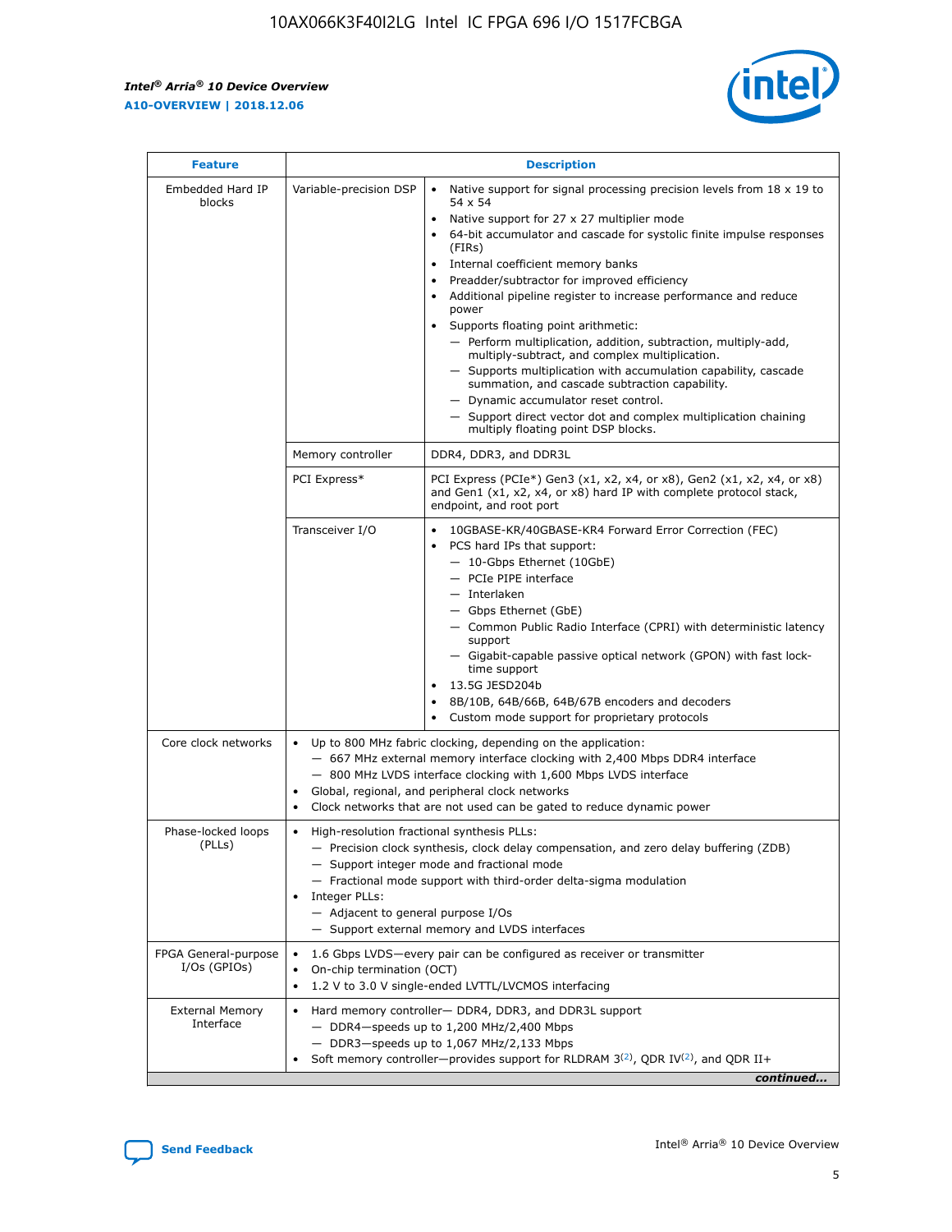| Feature | Description | |
|---|---|---|
| Embedded Hard IP blocks | Variable-precision DSP | • Native support for signal processing precision levels from 18 x 19 to 54 x 54<br>• Native support for 27 x 27 multiplier mode<br>• 64-bit accumulator and cascade for systolic finite impulse responses (FIRs)<br>• Internal coefficient memory banks<br>• Preadder/subtractor for improved efficiency<br>• Additional pipeline register to increase performance and reduce power<br>• Supports floating point arithmetic:<br>— Perform multiplication, addition, subtraction, multiply-add, multiply-subtract, and complex multiplication.<br>— Supports multiplication with accumulation capability, cascade summation, and cascade subtraction capability.<br>— Dynamic accumulator reset control.<br>— Support direct vector dot and complex multiplication chaining multiply floating point DSP blocks. |
| | Memory controller | DDR4, DDR3, and DDR3L |
| | PCI Express* | PCI Express (PCIe*) Gen3 (x1, x2, x4, or x8), Gen2 (x1, x2, x4, or x8) and Gen1 (x1, x2, x4, or x8) hard IP with complete protocol stack, endpoint, and root port |
| | Transceiver I/O | • 10GBASE-KR/40GBASE-KR4 Forward Error Correction (FEC)<br>• PCS hard IPs that support:<br>— 10-Gbps Ethernet (10GbE)<br>— PCIe PIPE interface<br>— Interlaken<br>— Gbps Ethernet (GbE)<br>— Common Public Radio Interface (CPRI) with deterministic latency support<br>— Gigabit-capable passive optical network (GPON) with fast lock-time support<br>• 13.5G JESD204b<br>• 8B/10B, 64B/66B, 64B/67B encoders and decoders<br>• Custom mode support for proprietary protocols |
| Core clock networks | • Up to 800 MHz fabric clocking, depending on the application:<br>— 667 MHz external memory interface clocking with 2,400 Mbps DDR4 interface<br>— 800 MHz LVDS interface clocking with 1,600 Mbps LVDS interface<br>• Global, regional, and peripheral clock networks<br>• Clock networks that are not used can be gated to reduce dynamic power | |
| Phase-locked loops (PLLs) | • High-resolution fractional synthesis PLLs:<br>— Precision clock synthesis, clock delay compensation, and zero delay buffering (ZDB)<br>— Support integer mode and fractional mode<br>— Fractional mode support with third-order delta-sigma modulation<br>• Integer PLLs:<br>— Adjacent to general purpose I/Os<br>— Support external memory and LVDS interfaces | |
| FPGA General-purpose I/Os (GPIOs) | • 1.6 Gbps LVDS—every pair can be configured as receiver or transmitter<br>• On-chip termination (OCT)<br>• 1.2 V to 3.0 V single-ended LVTTL/LVCMOS interfacing | |
| External Memory Interface | • Hard memory controller— DDR4, DDR3, and DDR3L support<br>— DDR4—speeds up to 1,200 MHz/2,400 Mbps<br>— DDR3—speeds up to 1,067 MHz/2,133 Mbps<br>• Soft memory controller—provides support for RLDRAM 3[(2)], QDR IV[(2)], and QDR II+ | |

*continued...*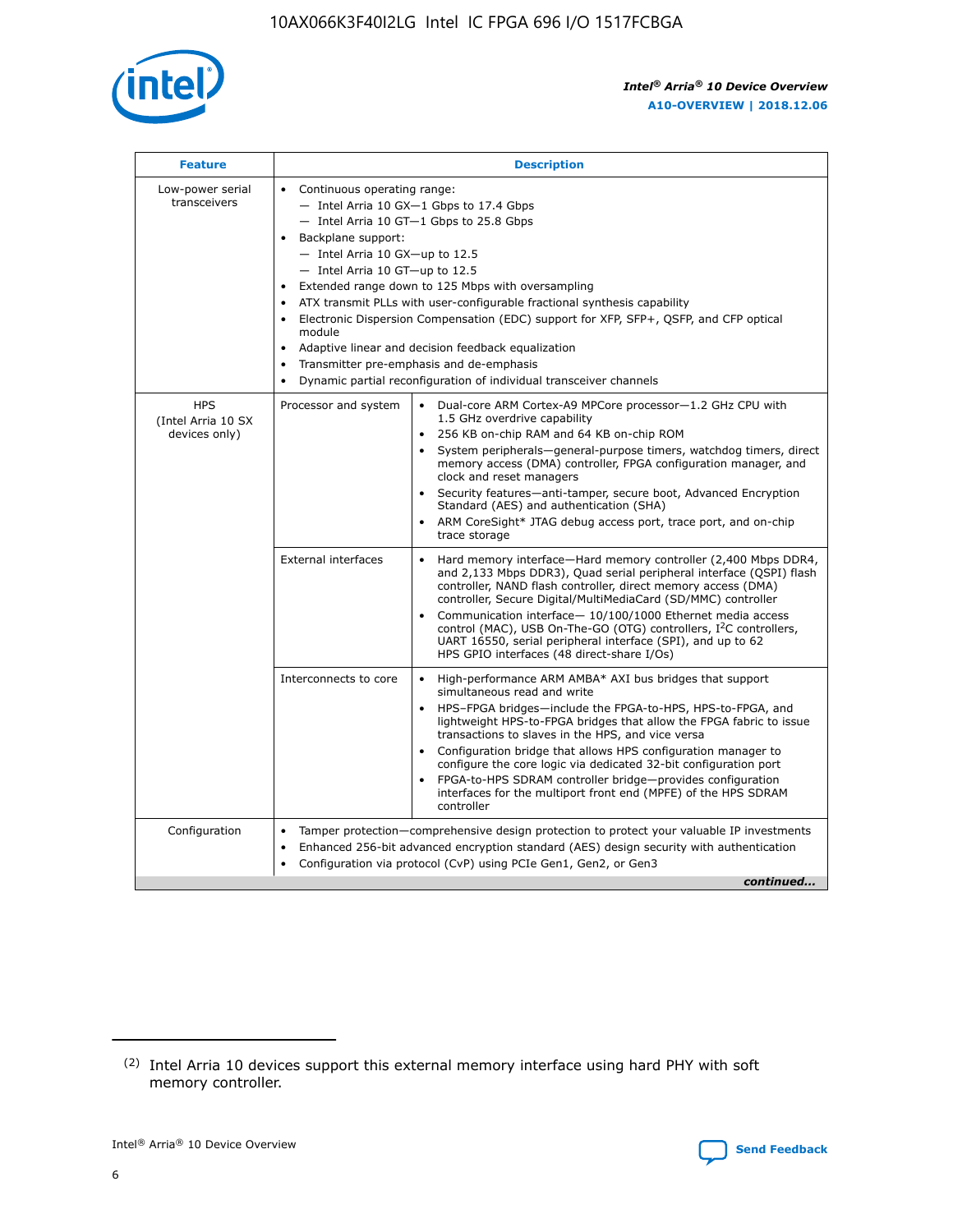| Feature | Description | |
|---|---|---|
| Low-power serial transceivers | • Continuous operating range:<br>— Intel Arria 10 GX—1 Gbps to 17.4 Gbps<br>— Intel Arria 10 GT—1 Gbps to 25.8 Gbps<br>• Backplane support:<br>— Intel Arria 10 GX—up to 12.5<br>— Intel Arria 10 GT—up to 12.5<br>• Extended range down to 125 Mbps with oversampling<br>• ATX transmit PLLs with user-configurable fractional synthesis capability<br>• Electronic Dispersion Compensation (EDC) support for XFP, SFP+, QSFP, and CFP optical module<br>• Adaptive linear and decision feedback equalization<br>• Transmitter pre-emphasis and de-emphasis<br>• Dynamic partial reconfiguration of individual transceiver channels | |
| HPS (Intel Arria 10 SX devices only) | Processor and system | • Dual-core ARM Cortex-A9 MPCore processor—1.2 GHz CPU with 1.5 GHz overdrive capability<br>• 256 KB on-chip RAM and 64 KB on-chip ROM<br>• System peripherals—general-purpose timers, watchdog timers, direct memory access (DMA) controller, FPGA configuration manager, and clock and reset managers<br>• Security features—anti-tamper, secure boot, Advanced Encryption Standard (AES) and authentication (SHA)<br>• ARM CoreSight* JTAG debug access port, trace port, and on-chip trace storage |
| | External interfaces | • Hard memory interface—Hard memory controller (2,400 Mbps DDR4, and 2,133 Mbps DDR3), Quad serial peripheral interface (QSPI) flash controller, NAND flash controller, direct memory access (DMA) controller, Secure Digital/MultiMediaCard (SD/MMC) controller<br>• Communication interface— 10/100/1000 Ethernet media access control (MAC), USB On-The-GO (OTG) controllers, I²C controllers, UART 16550, serial peripheral interface (SPI), and up to 62 HPS GPIO interfaces (48 direct-share I/Os) |
| | Interconnects to core | • High-performance ARM AMBA* AXI bus bridges that support simultaneous read and write<br>• HPS–FPGA bridges—include the FPGA-to-HPS, HPS-to-FPGA, and lightweight HPS-to-FPGA bridges that allow the FPGA fabric to issue transactions to slaves in the HPS, and vice versa<br>• Configuration bridge that allows HPS configuration manager to configure the core logic via dedicated 32-bit configuration port<br>• FPGA-to-HPS SDRAM controller bridge—provides configuration interfaces for the multiport front end (MPFE) of the HPS SDRAM controller |
| Configuration | • Tamper protection—comprehensive design protection to protect your valuable IP investments<br>• Enhanced 256-bit advanced encryption standard (AES) design security with authentication<br>• Configuration via protocol (CvP) using PCIe Gen1, Gen2, or Gen3 | |

*continued...*

(2) Intel Arria 10 devices support this external memory interface using hard PHY with soft memory controller.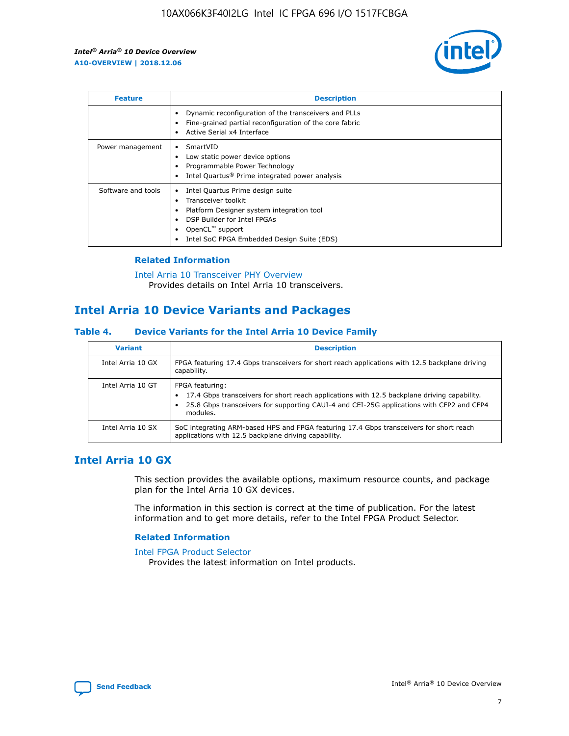| Feature | Description |
| --- | --- |
| | • Dynamic reconfiguration of the transceivers and PLLs<br>• Fine-grained partial reconfiguration of the core fabric<br>• Active Serial x4 Interface |
| Power management | • SmartVID<br>• Low static power device options<br>• Programmable Power Technology<br>• Intel Quartus® Prime integrated power analysis |
| Software and tools | • Intel Quartus Prime design suite<br>• Transceiver toolkit<br>• Platform Designer system integration tool<br>• DSP Builder for Intel FPGAs<br>• OpenCL™ support<br>• Intel SoC FPGA Embedded Design Suite (EDS) |

### Related Information

Intel Arria 10 Transceiver PHY Overview
Provides details on Intel Arria 10 transceivers.

## Intel Arria 10 Device Variants and Packages

### Table 4. Device Variants for the Intel Arria 10 Device Family

| Variant | Description |
| --- | --- |
| Intel Arria 10 GX | FPGA featuring 17.4 Gbps transceivers for short reach applications with 12.5 backplane driving capability. |
| Intel Arria 10 GT | FPGA featuring:<br>• 17.4 Gbps transceivers for short reach applications with 12.5 backplane driving capability.<br>• 25.8 Gbps transceivers for supporting CAUI-4 and CEI-25G applications with CFP2 and CFP4 modules. |
| Intel Arria 10 SX | SoC integrating ARM-based HPS and FPGA featuring 17.4 Gbps transceivers for short reach applications with 12.5 backplane driving capability. |

## Intel Arria 10 GX

This section provides the available options, maximum resource counts, and package plan for the Intel Arria 10 GX devices.

The information in this section is correct at the time of publication. For the latest information and to get more details, refer to the Intel FPGA Product Selector.

### Related Information

Intel FPGA Product Selector
Provides the latest information on Intel products.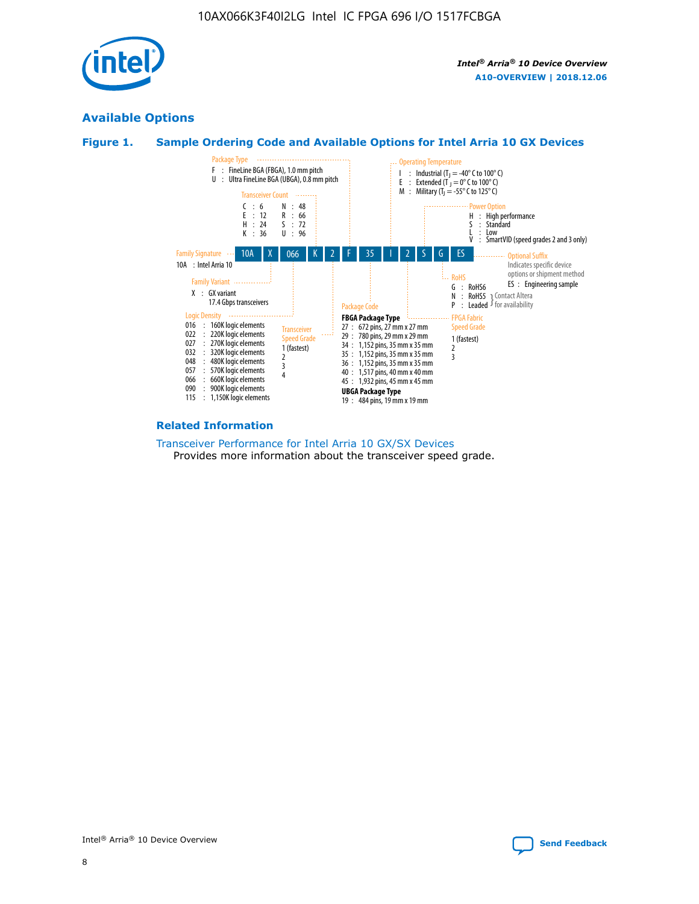## Available Options

### Figure 1. Sample Ordering Code and Available Options for Intel Arria 10 GX Devices

| 10A | X | 066 | K | 2 | F | 35 | I | 2 | S | G | ES |
|---|---|---|---|---|---|---|---|---|---|---|---|

**Family Signature**
- 10A : Intel Arria 10

**Family Variant**
- X : GX variant 17.4 Gbps transceivers

**Logic Density**
- 016 : 160K logic elements
- 022 : 220K logic elements
- 027 : 270K logic elements
- 032 : 320K logic elements
- 048 : 480K logic elements
- 057 : 570K logic elements
- 066 : 660K logic elements
- 090 : 900K logic elements
- 115 : 1,150K logic elements

**Transceiver Count**
- C : 6
- E : 12
- H : 24
- K : 36
- N : 48
- R : 66
- S : 72
- U : 96

**Transceiver Speed Grade**
- 1 (fastest)
- 2
- 3
- 4

**Package Type**
- F : FineLine BGA (FBGA), 1.0 mm pitch
- U : Ultra FineLine BGA (UBGA), 0.8 mm pitch

**Package Code**

**FBGA Package Type**
- 27 : 672 pins, 27 mm x 27 mm
- 29 : 780 pins, 29 mm x 29 mm
- 34 : 1,152 pins, 35 mm x 35 mm
- 35 : 1,152 pins, 35 mm x 35 mm
- 36 : 1,152 pins, 35 mm x 35 mm
- 40 : 1,517 pins, 40 mm x 40 mm
- 45 : 1,932 pins, 45 mm x 45 mm

**UBGA Package Type**
- 19 : 484 pins, 19 mm x 19 mm

**Operating Temperature**
- I : Industrial ($T_J$ = -40° C to 100° C)
- E : Extended ($T_J$ = 0° C to 100° C)
- M : Military ($T_J$ = -55° C to 125° C)

**FPGA Fabric Speed Grade**
- 1 (fastest)
- 2
- 3

**Power Option**
- H : High performance
- S : Standard
- L : Low
- V : SmartVID (speed grades 2 and 3 only)

**RoHS**
- G : RoHS6
- N : RoHS5 (Contact Altera for availability)
- P : Leaded (Contact Altera for availability)

**Optional Suffix**

Indicates specific device options or shipment method
- ES : Engineering sample

### Related Information

Transceiver Performance for Intel Arria 10 GX/SX Devices

Provides more information about the transceiver speed grade.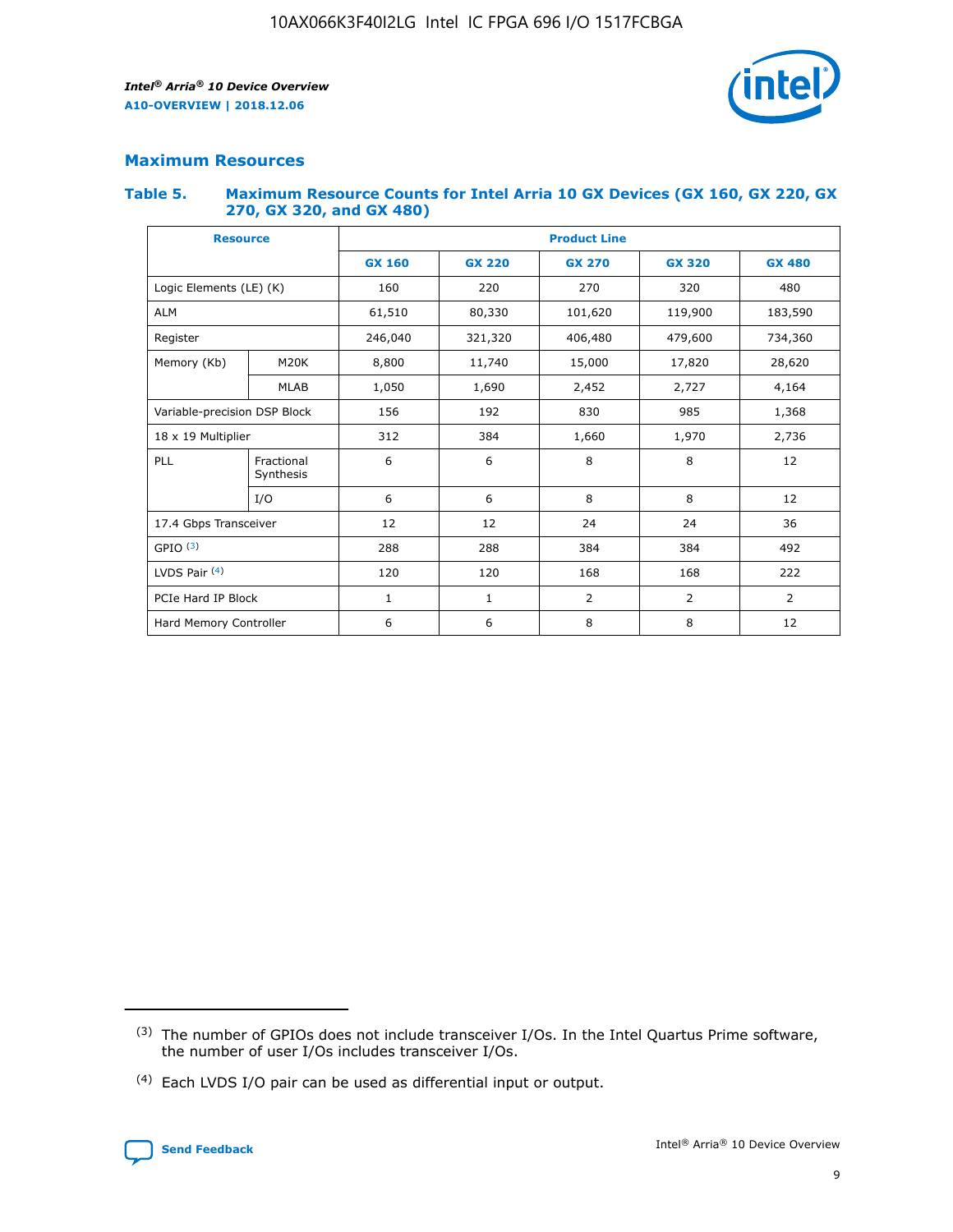## Maximum Resources

### Table 5. Maximum Resource Counts for Intel Arria 10 GX Devices (GX 160, GX 220, GX 270, GX 320, and GX 480)

| Resource | | Product Line | | | | |
|---|---|---|---|---|---|---|
| | | GX 160 | GX 220 | GX 270 | GX 320 | GX 480 |
| Logic Elements (LE) (K) | | 160 | 220 | 270 | 320 | 480 |
| ALM | | 61,510 | 80,330 | 101,620 | 119,900 | 183,590 |
| Register | | 246,040 | 321,320 | 406,480 | 479,600 | 734,360 |
| Memory (Kb) | M20K | 8,800 | 11,740 | 15,000 | 17,820 | 28,620 |
| | MLAB | 1,050 | 1,690 | 2,452 | 2,727 | 4,164 |
| Variable-precision DSP Block | | 156 | 192 | 830 | 985 | 1,368 |
| 18 x 19 Multiplier | | 312 | 384 | 1,660 | 1,970 | 2,736 |
| PLL | Fractional Synthesis | 6 | 6 | 8 | 8 | 12 |
| | I/O | 6 | 6 | 8 | 8 | 12 |
| 17.4 Gbps Transceiver | | 12 | 12 | 24 | 24 | 36 |
| GPIO (3) | | 288 | 288 | 384 | 384 | 492 |
| LVDS Pair (4) | | 120 | 120 | 168 | 168 | 222 |
| PCIe Hard IP Block | | 1 | 1 | 2 | 2 | 2 |
| Hard Memory Controller | | 6 | 6 | 8 | 8 | 12 |

(3) The number of GPIOs does not include transceiver I/Os. In the Intel Quartus Prime software, the number of user I/Os includes transceiver I/Os.

(4) Each LVDS I/O pair can be used as differential input or output.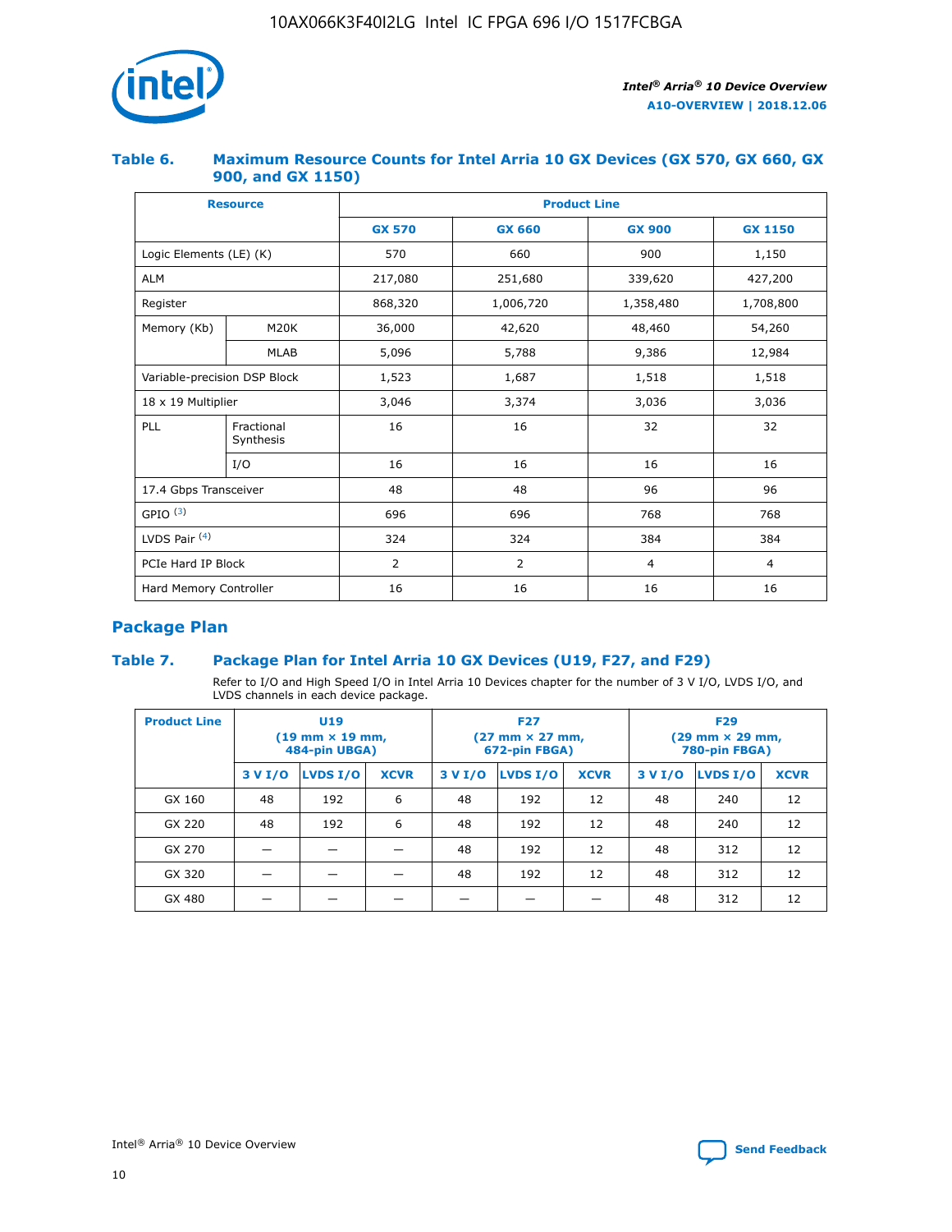### Table 6. Maximum Resource Counts for Intel Arria 10 GX Devices (GX 570, GX 660, GX 900, and GX 1150)

| Resource | | Product Line | | | |
|---|---|---|---|---|---|
| | | GX 570 | GX 660 | GX 900 | GX 1150 |
| Logic Elements (LE) (K) | | 570 | 660 | 900 | 1,150 |
| ALM | | 217,080 | 251,680 | 339,620 | 427,200 |
| Register | | 868,320 | 1,006,720 | 1,358,480 | 1,708,800 |
| Memory (Kb) | M20K | 36,000 | 42,620 | 48,460 | 54,260 |
| | MLAB | 5,096 | 5,788 | 9,386 | 12,984 |
| Variable-precision DSP Block | | 1,523 | 1,687 | 1,518 | 1,518 |
| 18 x 19 Multiplier | | 3,046 | 3,374 | 3,036 | 3,036 |
| PLL | Fractional Synthesis | 16 | 16 | 32 | 32 |
| | I/O | 16 | 16 | 16 | 16 |
| 17.4 Gbps Transceiver | | 48 | 48 | 96 | 96 |
| GPIO [(3)] | | 696 | 696 | 768 | 768 |
| LVDS Pair [(4)] | | 324 | 324 | 384 | 384 |
| PCIe Hard IP Block | | 2 | 2 | 4 | 4 |
| Hard Memory Controller | | 16 | 16 | 16 | 16 |

## Package Plan

### Table 7. Package Plan for Intel Arria 10 GX Devices (U19, F27, and F29)

Refer to I/O and High Speed I/O in Intel Arria 10 Devices chapter for the number of 3 V I/O, LVDS I/O, and LVDS channels in each device package.

| Product Line | U19 (19 mm × 19 mm, 484-pin UBGA) | | | F27 (27 mm × 27 mm, 672-pin FBGA) | | | F29 (29 mm × 29 mm, 780-pin FBGA) | | |
|---|---|---|---|---|---|---|---|---|---|
| | 3 V I/O | LVDS I/O | XCVR | 3 V I/O | LVDS I/O | XCVR | 3 V I/O | LVDS I/O | XCVR |
| GX 160 | 48 | 192 | 6 | 48 | 192 | 12 | 48 | 240 | 12 |
| GX 220 | 48 | 192 | 6 | 48 | 192 | 12 | 48 | 240 | 12 |
| GX 270 | — | — | — | 48 | 192 | 12 | 48 | 312 | 12 |
| GX 320 | — | — | — | 48 | 192 | 12 | 48 | 312 | 12 |
| GX 480 | — | — | — | — | — | — | 48 | 312 | 12 |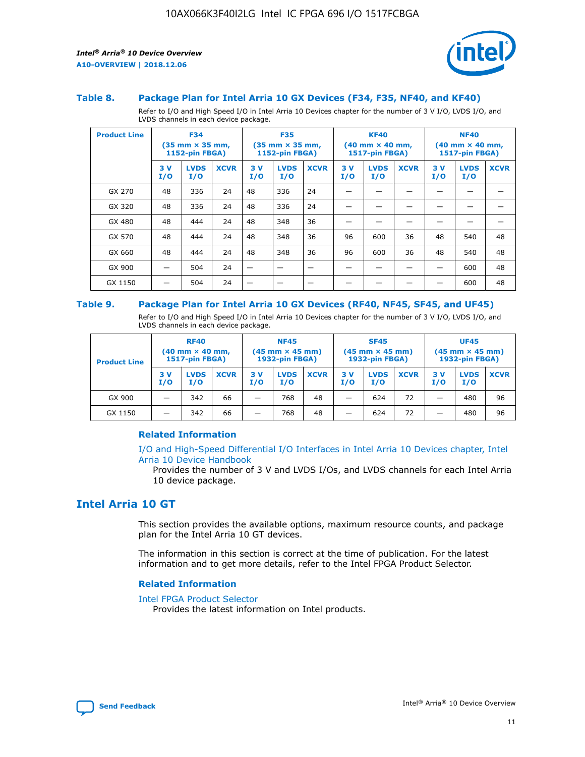### Table 8. Package Plan for Intel Arria 10 GX Devices (F34, F35, NF40, and KF40)

Refer to I/O and High Speed I/O in Intel Arria 10 Devices chapter for the number of 3 V I/O, LVDS I/O, and LVDS channels in each device package.

| Product Line | F34 (35 mm × 35 mm, 1152-pin FBGA) | | | F35 (35 mm × 35 mm, 1152-pin FBGA) | | | KF40 (40 mm × 40 mm, 1517-pin FBGA) | | | NF40 (40 mm × 40 mm, 1517-pin FBGA) | | |
|---|---|---|---|---|---|---|---|---|---|---|---|---|
| | 3 V I/O | LVDS I/O | XCVR | 3 V I/O | LVDS I/O | XCVR | 3 V I/O | LVDS I/O | XCVR | 3 V I/O | LVDS I/O | XCVR |
| GX 270 | 48 | 336 | 24 | 48 | 336 | 24 | — | — | — | — | — | — |
| GX 320 | 48 | 336 | 24 | 48 | 336 | 24 | — | — | — | — | — | — |
| GX 480 | 48 | 444 | 24 | 48 | 348 | 36 | — | — | — | — | — | — |
| GX 570 | 48 | 444 | 24 | 48 | 348 | 36 | 96 | 600 | 36 | 48 | 540 | 48 |
| GX 660 | 48 | 444 | 24 | 48 | 348 | 36 | 96 | 600 | 36 | 48 | 540 | 48 |
| GX 900 | — | 504 | 24 | — | — | — | — | — | — | — | 600 | 48 |
| GX 1150 | — | 504 | 24 | — | — | — | — | — | — | — | 600 | 48 |

### Table 9. Package Plan for Intel Arria 10 GX Devices (RF40, NF45, SF45, and UF45)

Refer to I/O and High Speed I/O in Intel Arria 10 Devices chapter for the number of 3 V I/O, LVDS I/O, and LVDS channels in each device package.

| Product Line | RF40 (40 mm × 40 mm, 1517-pin FBGA) | | | NF45 (45 mm × 45 mm) 1932-pin FBGA) | | | SF45 (45 mm × 45 mm) 1932-pin FBGA) | | | UF45 (45 mm × 45 mm) 1932-pin FBGA) | | |
|---|---|---|---|---|---|---|---|---|---|---|---|---|
| | 3 V I/O | LVDS I/O | XCVR | 3 V I/O | LVDS I/O | XCVR | 3 V I/O | LVDS I/O | XCVR | 3 V I/O | LVDS I/O | XCVR |
| GX 900 | — | 342 | 66 | — | 768 | 48 | — | 624 | 72 | — | 480 | 96 |
| GX 1150 | — | 342 | 66 | — | 768 | 48 | — | 624 | 72 | — | 480 | 96 |

#### Related Information

I/O and High-Speed Differential I/O Interfaces in Intel Arria 10 Devices chapter, Intel Arria 10 Device Handbook
Provides the number of 3 V and LVDS I/Os, and LVDS channels for each Intel Arria 10 device package.

## Intel Arria 10 GT

This section provides the available options, maximum resource counts, and package plan for the Intel Arria 10 GT devices.

The information in this section is correct at the time of publication. For the latest information and to get more details, refer to the Intel FPGA Product Selector.

#### Related Information

Intel FPGA Product Selector
Provides the latest information on Intel products.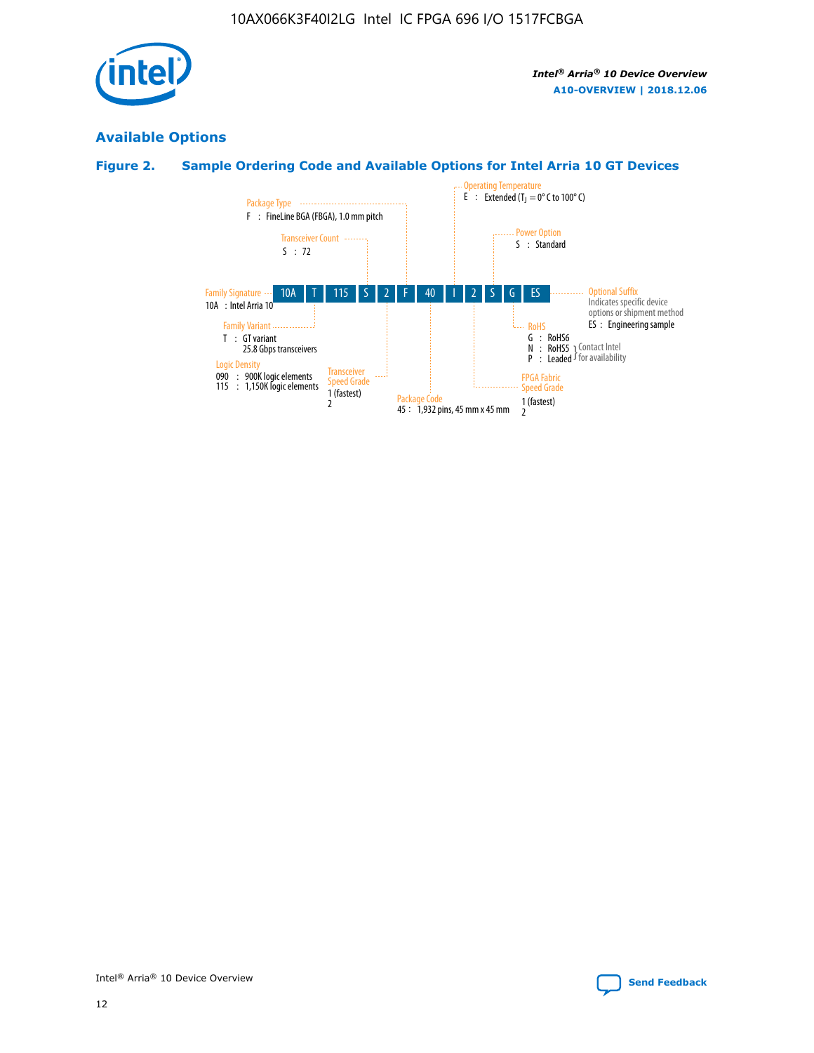## Available Options

### Figure 2. Sample Ordering Code and Available Options for Intel Arria 10 GT Devices

| 10A | T | 115 | S | 2 | F | 40 | I | 2 | S | G | ES |
|---|---|---|---|---|---|---|---|---|---|---|---|

**Family Signature**
10A : Intel Arria 10

**Family Variant**
T : GT variant
25.8 Gbps transceivers

**Logic Density**
090 : 900K logic elements
115 : 1,150K logic elements

**Transceiver Count**
S : 72

**Transceiver Speed Grade**
1 (fastest)
2

**Package Type**
F : FineLine BGA (FBGA), 1.0 mm pitch

**Package Code**
45 : 1,932 pins, 45 mm x 45 mm

**Operating Temperature**
E : Extended ($T_J$ = 0° C to 100° C)

**FPGA Fabric Speed Grade**
1 (fastest)
2

**Power Option**
S : Standard

**RoHS**
G : RoHS6
N : RoHS5 } Contact Intel for availability
P : Leaded } Contact Intel for availability

**Optional Suffix**
Indicates specific device options or shipment method
ES : Engineering sample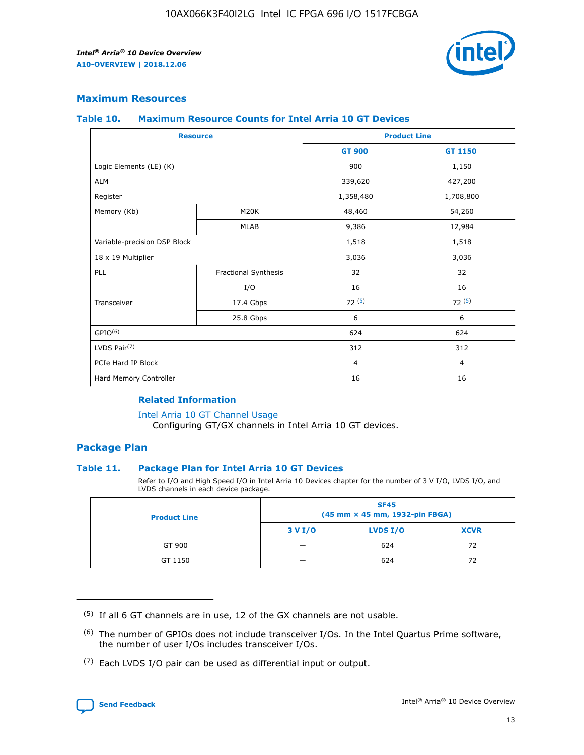## Maximum Resources

### Table 10. Maximum Resource Counts for Intel Arria 10 GT Devices

| Resource | | Product Line | |
|---|---|---|---|
| | | GT 900 | GT 1150 |
| Logic Elements (LE) (K) | | 900 | 1,150 |
| ALM | | 339,620 | 427,200 |
| Register | | 1,358,480 | 1,708,800 |
| Memory (Kb) | M20K | 48,460 | 54,260 |
| | MLAB | 9,386 | 12,984 |
| Variable-precision DSP Block | | 1,518 | 1,518 |
| 18 x 19 Multiplier | | 3,036 | 3,036 |
| PLL | Fractional Synthesis | 32 | 32 |
| | I/O | 16 | 16 |
| Transceiver | 17.4 Gbps | 72 [(5)] | 72 [(5)] |
| | 25.8 Gbps | 6 | 6 |
| GPIO[(6)] | | 624 | 624 |
| LVDS Pair[(7)] | | 312 | 312 |
| PCIe Hard IP Block | | 4 | 4 |
| Hard Memory Controller | | 16 | 16 |

#### Related Information

Intel Arria 10 GT Channel Usage
Configuring GT/GX channels in Intel Arria 10 GT devices.

## Package Plan

### Table 11. Package Plan for Intel Arria 10 GT Devices

Refer to I/O and High Speed I/O in Intel Arria 10 Devices chapter for the number of 3 V I/O, LVDS I/O, and LVDS channels in each device package.

| Product Line | SF45 (45 mm × 45 mm, 1932-pin FBGA) | | |
|---|---|---|---|
| | 3 V I/O | LVDS I/O | XCVR |
| GT 900 | — | 624 | 72 |
| GT 1150 | — | 624 | 72 |

(5) If all 6 GT channels are in use, 12 of the GX channels are not usable.

(6) The number of GPIOs does not include transceiver I/Os. In the Intel Quartus Prime software, the number of user I/Os includes transceiver I/Os.

(7) Each LVDS I/O pair can be used as differential input or output.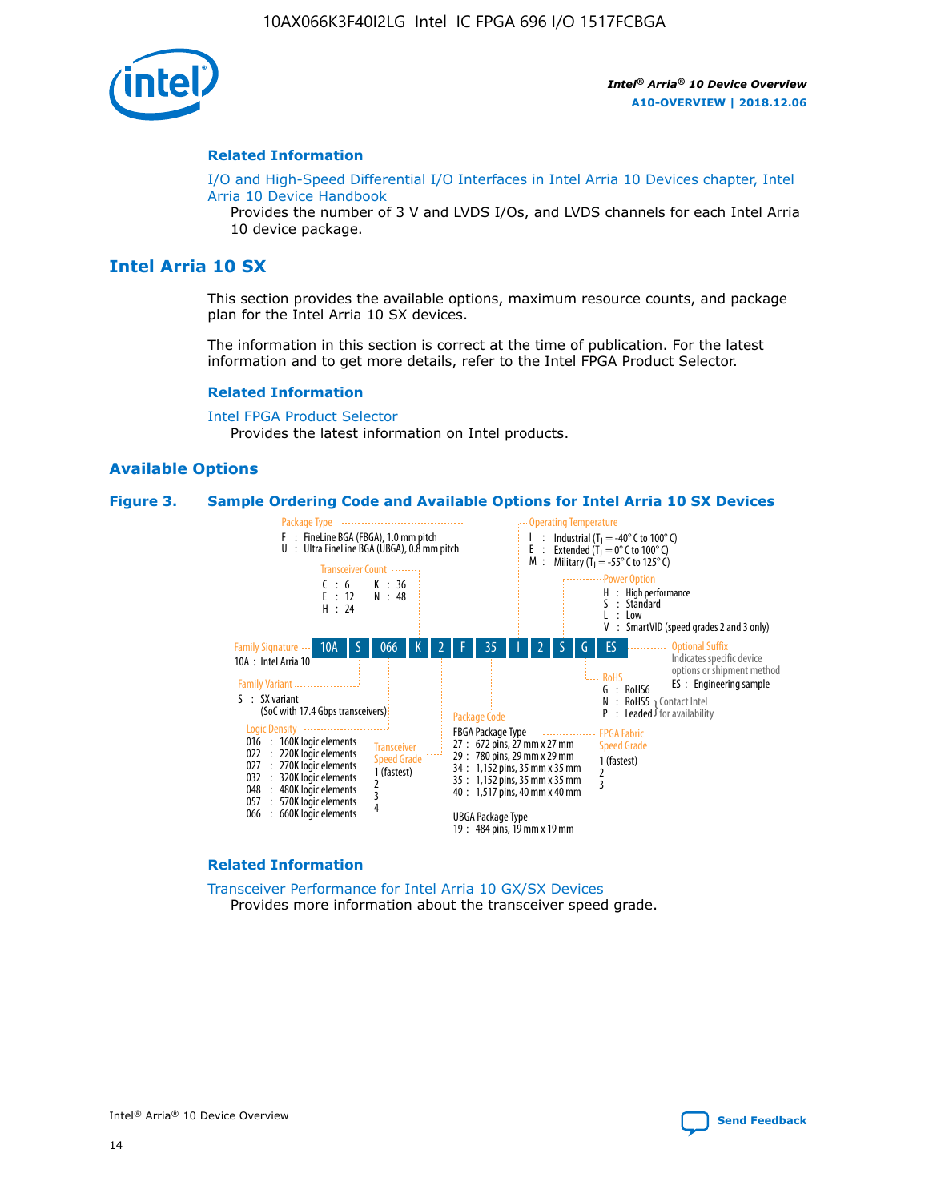## Related Information

I/O and High-Speed Differential I/O Interfaces in Intel Arria 10 Devices chapter, Intel Arria 10 Device Handbook

Provides the number of 3 V and LVDS I/Os, and LVDS channels for each Intel Arria 10 device package.

# Intel Arria 10 SX

This section provides the available options, maximum resource counts, and package plan for the Intel Arria 10 SX devices.

The information in this section is correct at the time of publication. For the latest information and to get more details, refer to the Intel FPGA Product Selector.

## Related Information

Intel FPGA Product Selector

Provides the latest information on Intel products.

## Available Options

**Figure 3. Sample Ordering Code and Available Options for Intel Arria 10 SX Devices**

Sample ordering code: 10A S 066 K 2 F 35 I 2 S G ES

- **Family Signature**
  - 10A : Intel Arria 10
- **Family Variant**
  - S : SX variant (SoC with 17.4 Gbps transceivers)
- **Logic Density**
  - 016 : 160K logic elements
  - 022 : 220K logic elements
  - 027 : 270K logic elements
  - 032 : 320K logic elements
  - 048 : 480K logic elements
  - 057 : 570K logic elements
  - 066 : 660K logic elements
- **Transceiver Count**
  - C : 6
  - E : 12
  - H : 24
  - K : 36
  - N : 48
- **Transceiver Speed Grade**
  - 1 (fastest)
  - 2
  - 3
  - 4
- **Package Type**
  - F : FineLine BGA (FBGA), 1.0 mm pitch
  - U : Ultra FineLine BGA (UBGA), 0.8 mm pitch
- **Package Code**
  - FBGA Package Type
    - 27 : 672 pins, 27 mm x 27 mm
    - 29 : 780 pins, 29 mm x 29 mm
    - 34 : 1,152 pins, 35 mm x 35 mm
    - 35 : 1,152 pins, 35 mm x 35 mm
    - 40 : 1,517 pins, 40 mm x 40 mm
  - UBGA Package Type
    - 19 : 484 pins, 19 mm x 19 mm
- **Operating Temperature**
  - I : Industrial ($T_J$ = -40° C to 100° C)
  - E : Extended ($T_J$ = 0° C to 100° C)
  - M : Military ($T_J$ = -55° C to 125° C)
- **FPGA Fabric Speed Grade**
  - 1 (fastest)
  - 2
  - 3
- **Power Option**
  - H : High performance
  - S : Standard
  - L : Low
  - V : SmartVID (speed grades 2 and 3 only)
- **RoHS**
  - G : RoHS6
  - N : RoHS5 (Contact Intel for availability)
  - P : Leaded (Contact Intel for availability)
- **Optional Suffix**
  - Indicates specific device options or shipment method
  - ES : Engineering sample

## Related Information

Transceiver Performance for Intel Arria 10 GX/SX Devices

Provides more information about the transceiver speed grade.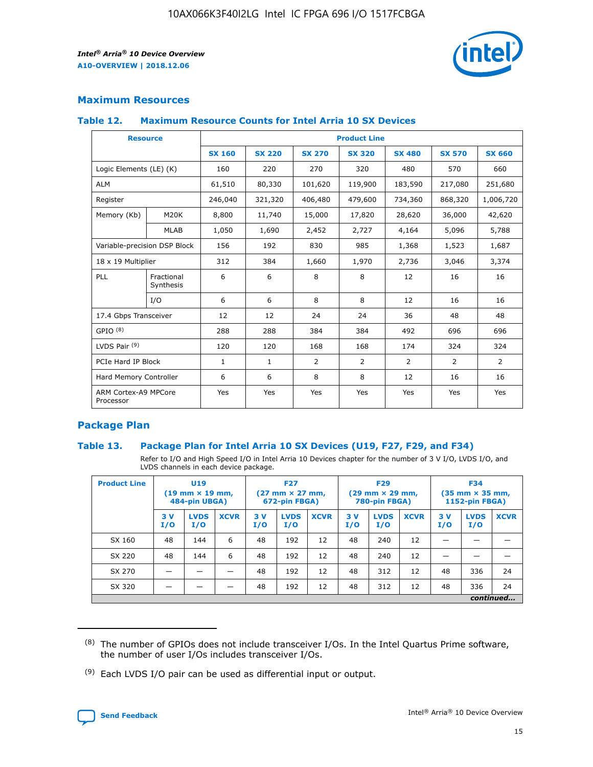## Maximum Resources

### Table 12. Maximum Resource Counts for Intel Arria 10 SX Devices

| Resource | | Product Line | | | | | | |
|---|---|---|---|---|---|---|---|---|
| | | SX 160 | SX 220 | SX 270 | SX 320 | SX 480 | SX 570 | SX 660 |
| Logic Elements (LE) (K) | | 160 | 220 | 270 | 320 | 480 | 570 | 660 |
| ALM | | 61,510 | 80,330 | 101,620 | 119,900 | 183,590 | 217,080 | 251,680 |
| Register | | 246,040 | 321,320 | 406,480 | 479,600 | 734,360 | 868,320 | 1,006,720 |
| Memory (Kb) | M20K | 8,800 | 11,740 | 15,000 | 17,820 | 28,620 | 36,000 | 42,620 |
| | MLAB | 1,050 | 1,690 | 2,452 | 2,727 | 4,164 | 5,096 | 5,788 |
| Variable-precision DSP Block | | 156 | 192 | 830 | 985 | 1,368 | 1,523 | 1,687 |
| 18 x 19 Multiplier | | 312 | 384 | 1,660 | 1,970 | 2,736 | 3,046 | 3,374 |
| PLL | Fractional Synthesis | 6 | 6 | 8 | 8 | 12 | 16 | 16 |
| | I/O | 6 | 6 | 8 | 8 | 12 | 16 | 16 |
| 17.4 Gbps Transceiver | | 12 | 12 | 24 | 24 | 36 | 48 | 48 |
| GPIO [8] | | 288 | 288 | 384 | 384 | 492 | 696 | 696 |
| LVDS Pair [9] | | 120 | 120 | 168 | 168 | 174 | 324 | 324 |
| PCIe Hard IP Block | | 1 | 1 | 2 | 2 | 2 | 2 | 2 |
| Hard Memory Controller | | 6 | 6 | 8 | 8 | 12 | 16 | 16 |
| ARM Cortex-A9 MPCore Processor | | Yes | Yes | Yes | Yes | Yes | Yes | Yes |

## Package Plan

### Table 13. Package Plan for Intel Arria 10 SX Devices (U19, F27, F29, and F34)

Refer to I/O and High Speed I/O in Intel Arria 10 Devices chapter for the number of 3 V I/O, LVDS I/O, and LVDS channels in each device package.

| Product Line | U19 (19 mm × 19 mm, 484-pin UBGA) | | | F27 (27 mm × 27 mm, 672-pin FBGA) | | | F29 (29 mm × 29 mm, 780-pin FBGA) | | | F34 (35 mm × 35 mm, 1152-pin FBGA) | | |
|---|---|---|---|---|---|---|---|---|---|---|---|---|
| | 3 V I/O | LVDS I/O | XCVR | 3 V I/O | LVDS I/O | XCVR | 3 V I/O | LVDS I/O | XCVR | 3 V I/O | LVDS I/O | XCVR |
| SX 160 | 48 | 144 | 6 | 48 | 192 | 12 | 48 | 240 | 12 | — | — | — |
| SX 220 | 48 | 144 | 6 | 48 | 192 | 12 | 48 | 240 | 12 | — | — | — |
| SX 270 | — | — | — | 48 | 192 | 12 | 48 | 312 | 12 | 48 | 336 | 24 |
| SX 320 | — | — | — | 48 | 192 | 12 | 48 | 312 | 12 | 48 | 336 | 24 |

*continued...*

(8) The number of GPIOs does not include transceiver I/Os. In the Intel Quartus Prime software, the number of user I/Os includes transceiver I/Os.

(9) Each LVDS I/O pair can be used as differential input or output.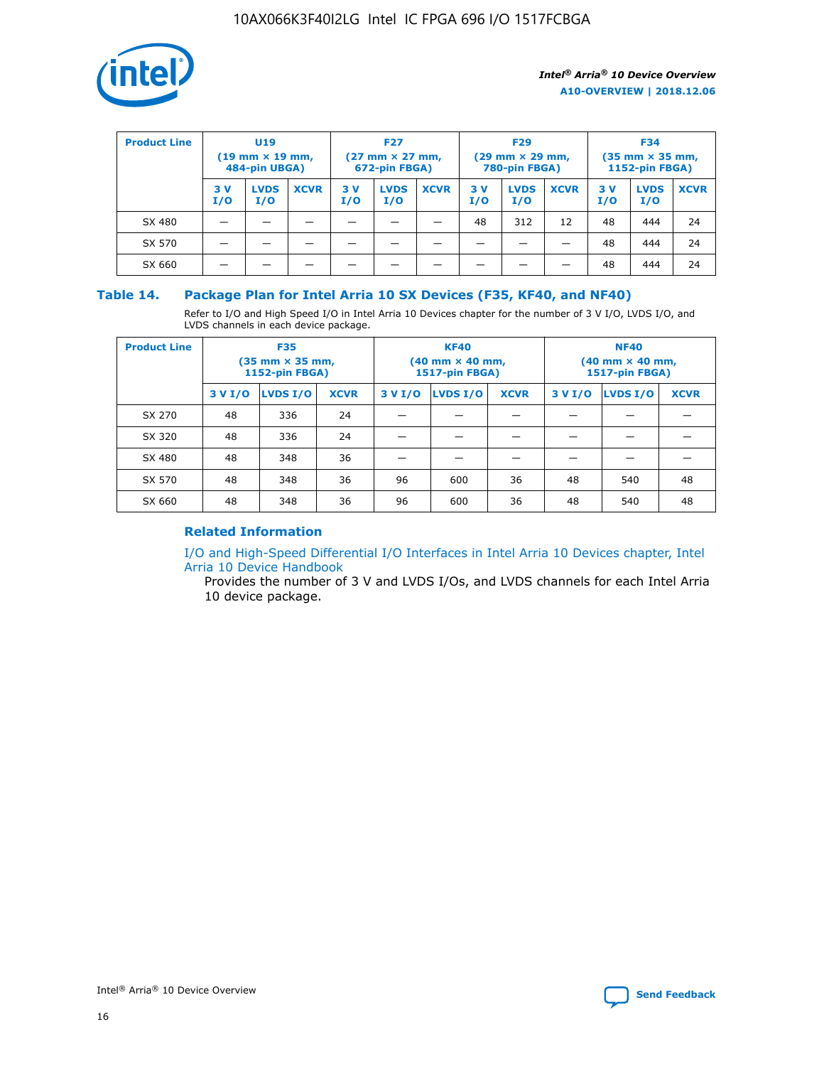| Product Line | U19 (19 mm × 19 mm, 484-pin UBGA) | | | F27 (27 mm × 27 mm, 672-pin FBGA) | | | F29 (29 mm × 29 mm, 780-pin FBGA) | | | F34 (35 mm × 35 mm, 1152-pin FBGA) | | |
|---|---|---|---|---|---|---|---|---|---|---|---|---|
| | 3 V I/O | LVDS I/O | XCVR | 3 V I/O | LVDS I/O | XCVR | 3 V I/O | LVDS I/O | XCVR | 3 V I/O | LVDS I/O | XCVR |
| SX 480 | — | — | — | — | — | — | 48 | 312 | 12 | 48 | 444 | 24 |
| SX 570 | — | — | — | — | — | — | — | — | — | 48 | 444 | 24 |
| SX 660 | — | — | — | — | — | — | — | — | — | 48 | 444 | 24 |

## Table 14. Package Plan for Intel Arria 10 SX Devices (F35, KF40, and NF40)

Refer to I/O and High Speed I/O in Intel Arria 10 Devices chapter for the number of 3 V I/O, LVDS I/O, and LVDS channels in each device package.

| Product Line | F35 (35 mm × 35 mm, 1152-pin FBGA) | | | KF40 (40 mm × 40 mm, 1517-pin FBGA) | | | NF40 (40 mm × 40 mm, 1517-pin FBGA) | | |
|---|---|---|---|---|---|---|---|---|---|
| | 3 V I/O | LVDS I/O | XCVR | 3 V I/O | LVDS I/O | XCVR | 3 V I/O | LVDS I/O | XCVR |
| SX 270 | 48 | 336 | 24 | — | — | — | — | — | — |
| SX 320 | 48 | 336 | 24 | — | — | — | — | — | — |
| SX 480 | 48 | 348 | 36 | — | — | — | — | — | — |
| SX 570 | 48 | 348 | 36 | 96 | 600 | 36 | 48 | 540 | 48 |
| SX 660 | 48 | 348 | 36 | 96 | 600 | 36 | 48 | 540 | 48 |

### Related Information

I/O and High-Speed Differential I/O Interfaces in Intel Arria 10 Devices chapter, Intel Arria 10 Device Handbook

Provides the number of 3 V and LVDS I/Os, and LVDS channels for each Intel Arria 10 device package.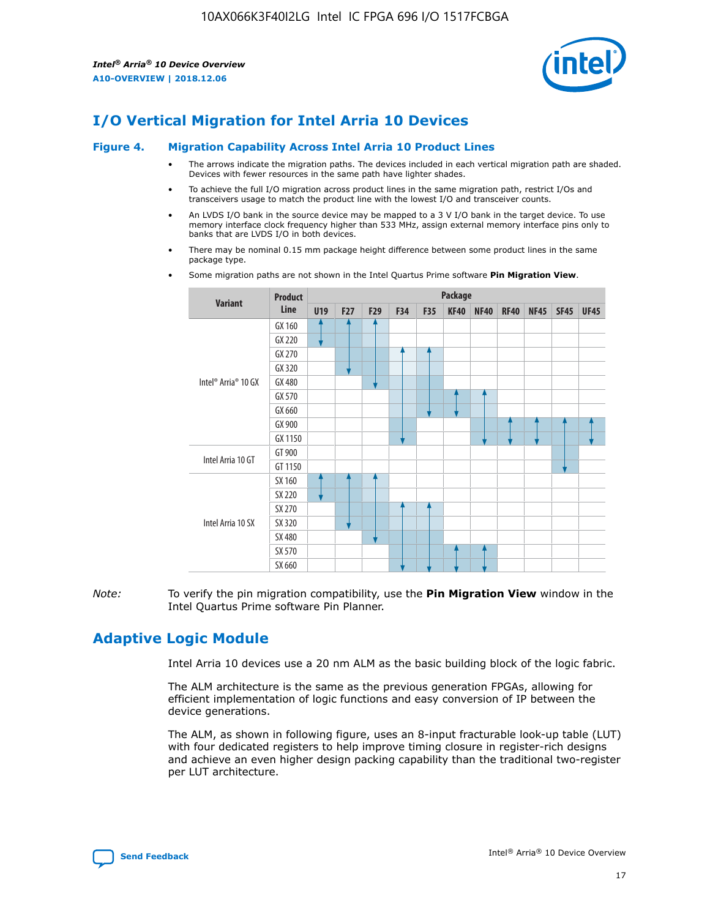# I/O Vertical Migration for Intel Arria 10 Devices

**Figure 4. Migration Capability Across Intel Arria 10 Product Lines**

- The arrows indicate the migration paths. The devices included in each vertical migration path are shaded. Devices with fewer resources in the same path have lighter shades.
- To achieve the full I/O migration across product lines in the same migration path, restrict I/Os and transceivers usage to match the product line with the lowest I/O and transceiver counts.
- An LVDS I/O bank in the source device may be mapped to a 3 V I/O bank in the target device. To use memory interface clock frequency higher than 533 MHz, assign external memory interface pins only to banks that are LVDS I/O in both devices.
- There may be nominal 0.15 mm package height difference between some product lines in the same package type.
- Some migration paths are not shown in the Intel Quartus Prime software **Pin Migration View**.

| Variant | Product Line | Package | | | | | | | | | | |
|---|---|---|---|---|---|---|---|---|---|---|---|---|
| | | U19 | F27 | F29 | F34 | F35 | KF40 | NF40 | RF40 | NF45 | SF45 | UF45 |
| Intel® Arria® 10 GX | GX 160 | | | | | | | | | | | |
| | GX 220 | | | | | | | | | | | |
| | GX 270 | | | | | | | | | | | |
| | GX 320 | | | | | | | | | | | |
| | GX 480 | | | | | | | | | | | |
| | GX 570 | | | | | | | | | | | |
| | GX 660 | | | | | | | | | | | |
| | GX 900 | | | | | | | | | | | |
| | GX 1150 | | | | | | | | | | | |
| Intel Arria 10 GT | GT 900 | | | | | | | | | | | |
| | GT 1150 | | | | | | | | | | | |
| Intel Arria 10 SX | SX 160 | | | | | | | | | | | |
| | SX 220 | | | | | | | | | | | |
| | SX 270 | | | | | | | | | | | |
| | SX 320 | | | | | | | | | | | |
| | SX 480 | | | | | | | | | | | |
| | SX 570 | | | | | | | | | | | |
| | SX 660 | | | | | | | | | | | |

*Note:* To verify the pin migration compatibility, use the **Pin Migration View** window in the Intel Quartus Prime software Pin Planner.

# Adaptive Logic Module

Intel Arria 10 devices use a 20 nm ALM as the basic building block of the logic fabric.

The ALM architecture is the same as the previous generation FPGAs, allowing for efficient implementation of logic functions and easy conversion of IP between the device generations.

The ALM, as shown in following figure, uses an 8-input fracturable look-up table (LUT) with four dedicated registers to help improve timing closure in register-rich designs and achieve an even higher design packing capability than the traditional two-register per LUT architecture.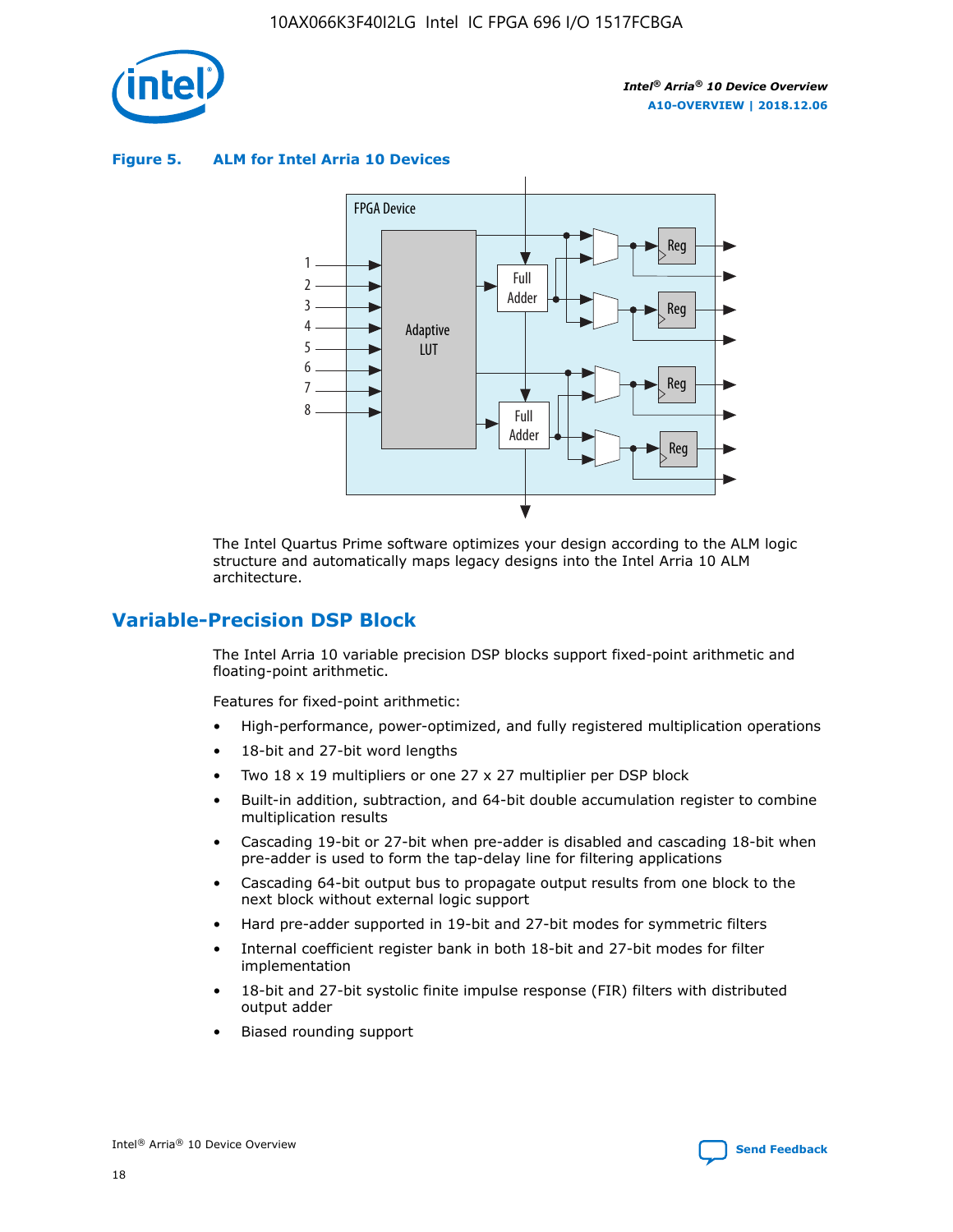**Figure 5. ALM for Intel Arria 10 Devices**

The Intel Quartus Prime software optimizes your design according to the ALM logic structure and automatically maps legacy designs into the Intel Arria 10 ALM architecture.

## Variable-Precision DSP Block

The Intel Arria 10 variable precision DSP blocks support fixed-point arithmetic and floating-point arithmetic.

Features for fixed-point arithmetic:

- High-performance, power-optimized, and fully registered multiplication operations
- 18-bit and 27-bit word lengths
- Two 18 x 19 multipliers or one 27 x 27 multiplier per DSP block
- Built-in addition, subtraction, and 64-bit double accumulation register to combine multiplication results
- Cascading 19-bit or 27-bit when pre-adder is disabled and cascading 18-bit when pre-adder is used to form the tap-delay line for filtering applications
- Cascading 64-bit output bus to propagate output results from one block to the next block without external logic support
- Hard pre-adder supported in 19-bit and 27-bit modes for symmetric filters
- Internal coefficient register bank in both 18-bit and 27-bit modes for filter implementation
- 18-bit and 27-bit systolic finite impulse response (FIR) filters with distributed output adder
- Biased rounding support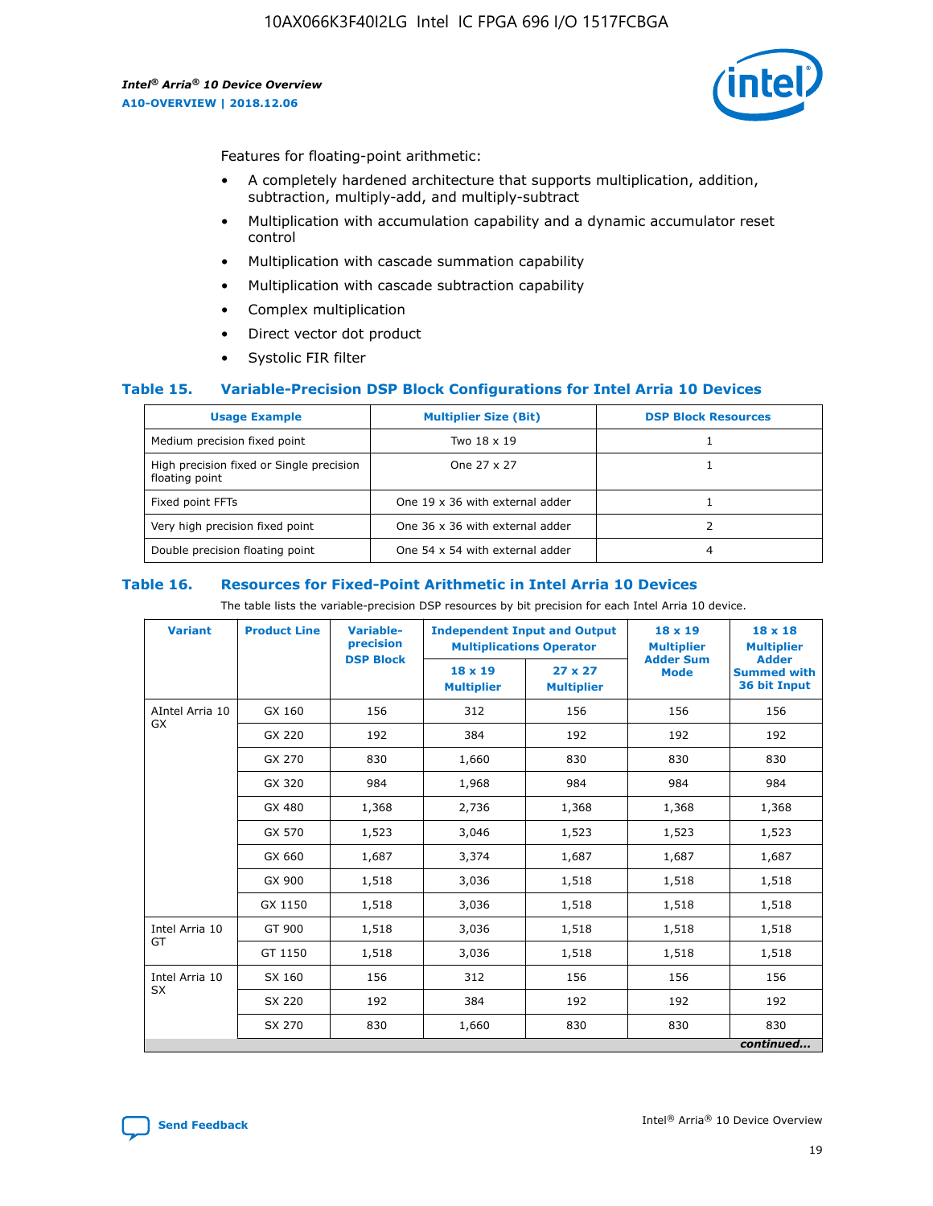Features for floating-point arithmetic:

- A completely hardened architecture that supports multiplication, addition, subtraction, multiply-add, and multiply-subtract
- Multiplication with accumulation capability and a dynamic accumulator reset control
- Multiplication with cascade summation capability
- Multiplication with cascade subtraction capability
- Complex multiplication
- Direct vector dot product
- Systolic FIR filter

### Table 15. Variable-Precision DSP Block Configurations for Intel Arria 10 Devices

| Usage Example | Multiplier Size (Bit) | DSP Block Resources |
|---|---|---|
| Medium precision fixed point | Two 18 x 19 | 1 |
| High precision fixed or Single precision floating point | One 27 x 27 | 1 |
| Fixed point FFTs | One 19 x 36 with external adder | 1 |
| Very high precision fixed point | One 36 x 36 with external adder | 2 |
| Double precision floating point | One 54 x 54 with external adder | 4 |

### Table 16. Resources for Fixed-Point Arithmetic in Intel Arria 10 Devices

The table lists the variable-precision DSP resources by bit precision for each Intel Arria 10 device.

| Variant | Product Line | Variable-precision DSP Block | Independent Input and Output Multiplications Operator | | 18 x 19 Multiplier Adder Sum Mode | 18 x 18 Multiplier Adder Summed with 36 bit Input |
|---|---|---|---|---|---|---|
| | | | 18 x 19 Multiplier | 27 x 27 Multiplier | | |
| AIntel Arria 10 GX | GX 160 | 156 | 312 | 156 | 156 | 156 |
| | GX 220 | 192 | 384 | 192 | 192 | 192 |
| | GX 270 | 830 | 1,660 | 830 | 830 | 830 |
| | GX 320 | 984 | 1,968 | 984 | 984 | 984 |
| | GX 480 | 1,368 | 2,736 | 1,368 | 1,368 | 1,368 |
| | GX 570 | 1,523 | 3,046 | 1,523 | 1,523 | 1,523 |
| | GX 660 | 1,687 | 3,374 | 1,687 | 1,687 | 1,687 |
| | GX 900 | 1,518 | 3,036 | 1,518 | 1,518 | 1,518 |
| | GX 1150 | 1,518 | 3,036 | 1,518 | 1,518 | 1,518 |
| Intel Arria 10 GT | GT 900 | 1,518 | 3,036 | 1,518 | 1,518 | 1,518 |
| | GT 1150 | 1,518 | 3,036 | 1,518 | 1,518 | 1,518 |
| Intel Arria 10 SX | SX 160 | 156 | 312 | 156 | 156 | 156 |
| | SX 220 | 192 | 384 | 192 | 192 | 192 |
| | SX 270 | 830 | 1,660 | 830 | 830 | 830 |

*continued...*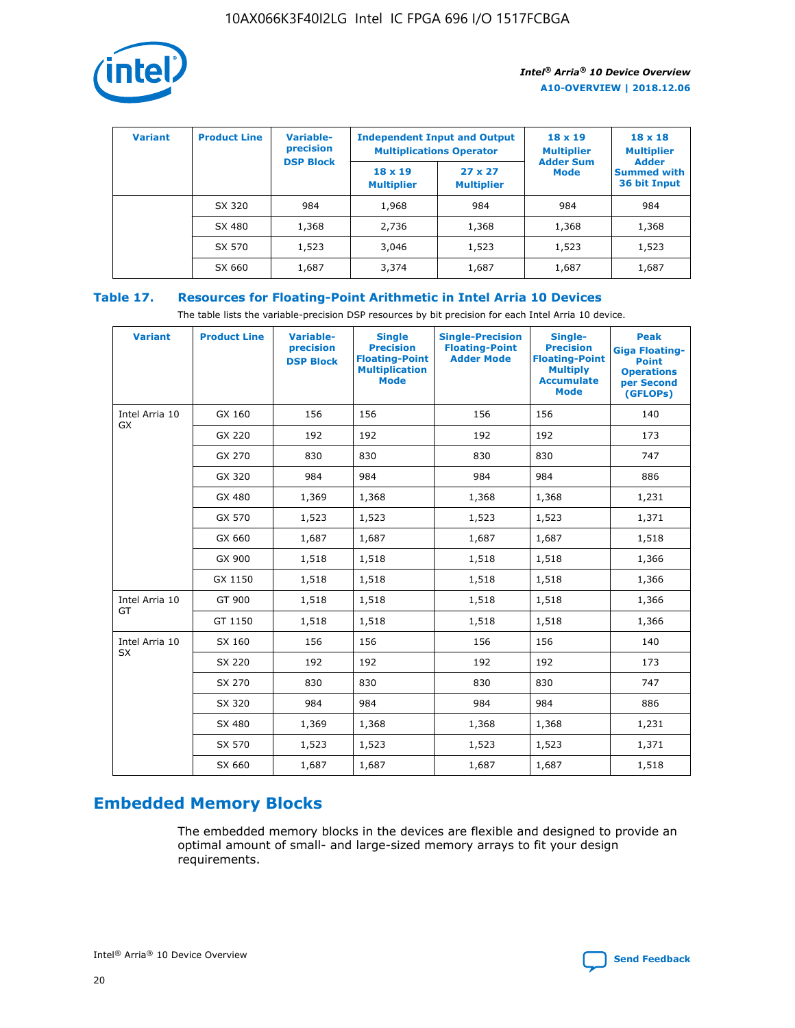| Variant | Product Line | Variable-precision DSP Block | Independent Input and Output Multiplications Operator | | 18 x 19 Multiplier Adder Sum Mode | 18 x 18 Multiplier Adder Summed with 36 bit Input |
|---|---|---|---|---|---|---|
| | | | 18 x 19 Multiplier | 27 x 27 Multiplier | | |
| | SX 320 | 984 | 1,968 | 984 | 984 | 984 |
| | SX 480 | 1,368 | 2,736 | 1,368 | 1,368 | 1,368 |
| | SX 570 | 1,523 | 3,046 | 1,523 | 1,523 | 1,523 |
| | SX 660 | 1,687 | 3,374 | 1,687 | 1,687 | 1,687 |

**Table 17. Resources for Floating-Point Arithmetic in Intel Arria 10 Devices**

The table lists the variable-precision DSP resources by bit precision for each Intel Arria 10 device.

| Variant | Product Line | Variable-precision DSP Block | Single Precision Floating-Point Multiplication Mode | Single-Precision Floating-Point Adder Mode | Single-Precision Floating-Point Multiply Accumulate Mode | Peak Giga Floating-Point Operations per Second (GFLOPs) |
|---|---|---|---|---|---|---|
| Intel Arria 10 GX | GX 160 | 156 | 156 | 156 | 156 | 140 |
| | GX 220 | 192 | 192 | 192 | 192 | 173 |
| | GX 270 | 830 | 830 | 830 | 830 | 747 |
| | GX 320 | 984 | 984 | 984 | 984 | 886 |
| | GX 480 | 1,369 | 1,368 | 1,368 | 1,368 | 1,231 |
| | GX 570 | 1,523 | 1,523 | 1,523 | 1,523 | 1,371 |
| | GX 660 | 1,687 | 1,687 | 1,687 | 1,687 | 1,518 |
| | GX 900 | 1,518 | 1,518 | 1,518 | 1,518 | 1,366 |
| | GX 1150 | 1,518 | 1,518 | 1,518 | 1,518 | 1,366 |
| Intel Arria 10 GT | GT 900 | 1,518 | 1,518 | 1,518 | 1,518 | 1,366 |
| | GT 1150 | 1,518 | 1,518 | 1,518 | 1,518 | 1,366 |
| Intel Arria 10 SX | SX 160 | 156 | 156 | 156 | 156 | 140 |
| | SX 220 | 192 | 192 | 192 | 192 | 173 |
| | SX 270 | 830 | 830 | 830 | 830 | 747 |
| | SX 320 | 984 | 984 | 984 | 984 | 886 |
| | SX 480 | 1,369 | 1,368 | 1,368 | 1,368 | 1,231 |
| | SX 570 | 1,523 | 1,523 | 1,523 | 1,523 | 1,371 |
| | SX 660 | 1,687 | 1,687 | 1,687 | 1,687 | 1,518 |

## Embedded Memory Blocks

The embedded memory blocks in the devices are flexible and designed to provide an optimal amount of small- and large-sized memory arrays to fit your design requirements.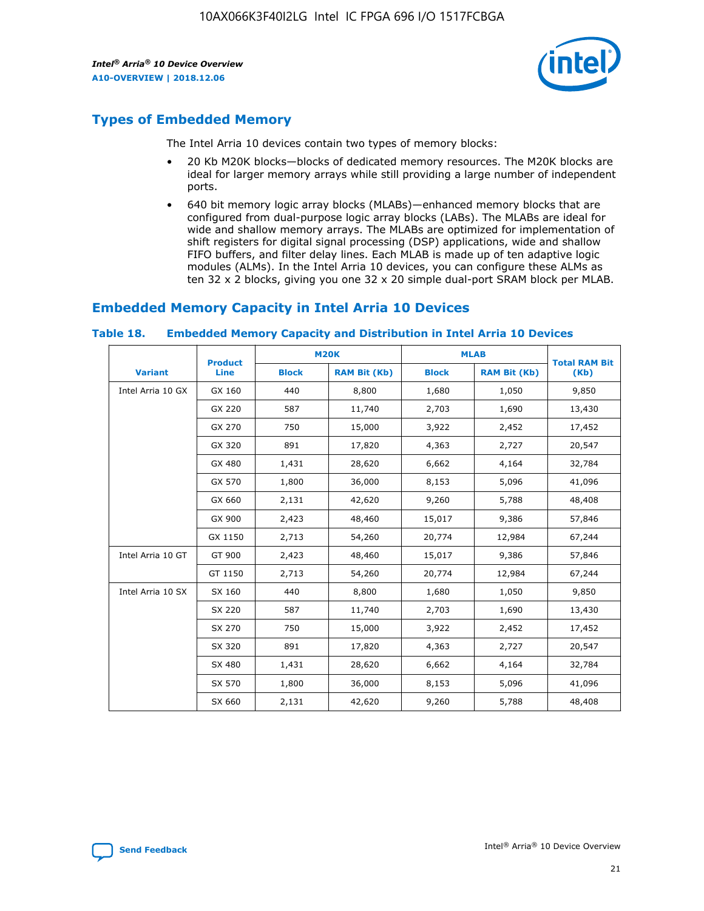## Types of Embedded Memory

The Intel Arria 10 devices contain two types of memory blocks:

- 20 Kb M20K blocks—blocks of dedicated memory resources. The M20K blocks are ideal for larger memory arrays while still providing a large number of independent ports.
- 640 bit memory logic array blocks (MLABs)—enhanced memory blocks that are configured from dual-purpose logic array blocks (LABs). The MLABs are ideal for wide and shallow memory arrays. The MLABs are optimized for implementation of shift registers for digital signal processing (DSP) applications, wide and shallow FIFO buffers, and filter delay lines. Each MLAB is made up of ten adaptive logic modules (ALMs). In the Intel Arria 10 devices, you can configure these ALMs as ten 32 x 2 blocks, giving you one 32 x 20 simple dual-port SRAM block per MLAB.

## Embedded Memory Capacity in Intel Arria 10 Devices

**Table 18. Embedded Memory Capacity and Distribution in Intel Arria 10 Devices**

| Variant | Product Line | M20K | | MLAB | | Total RAM Bit (Kb) |
|---|---|---|---|---|---|---|
| | | Block | RAM Bit (Kb) | Block | RAM Bit (Kb) | |
| Intel Arria 10 GX | GX 160 | 440 | 8,800 | 1,680 | 1,050 | 9,850 |
| | GX 220 | 587 | 11,740 | 2,703 | 1,690 | 13,430 |
| | GX 270 | 750 | 15,000 | 3,922 | 2,452 | 17,452 |
| | GX 320 | 891 | 17,820 | 4,363 | 2,727 | 20,547 |
| | GX 480 | 1,431 | 28,620 | 6,662 | 4,164 | 32,784 |
| | GX 570 | 1,800 | 36,000 | 8,153 | 5,096 | 41,096 |
| | GX 660 | 2,131 | 42,620 | 9,260 | 5,788 | 48,408 |
| | GX 900 | 2,423 | 48,460 | 15,017 | 9,386 | 57,846 |
| | GX 1150 | 2,713 | 54,260 | 20,774 | 12,984 | 67,244 |
| Intel Arria 10 GT | GT 900 | 2,423 | 48,460 | 15,017 | 9,386 | 57,846 |
| | GT 1150 | 2,713 | 54,260 | 20,774 | 12,984 | 67,244 |
| Intel Arria 10 SX | SX 160 | 440 | 8,800 | 1,680 | 1,050 | 9,850 |
| | SX 220 | 587 | 11,740 | 2,703 | 1,690 | 13,430 |
| | SX 270 | 750 | 15,000 | 3,922 | 2,452 | 17,452 |
| | SX 320 | 891 | 17,820 | 4,363 | 2,727 | 20,547 |
| | SX 480 | 1,431 | 28,620 | 6,662 | 4,164 | 32,784 |
| | SX 570 | 1,800 | 36,000 | 8,153 | 5,096 | 41,096 |
| | SX 660 | 2,131 | 42,620 | 9,260 | 5,788 | 48,408 |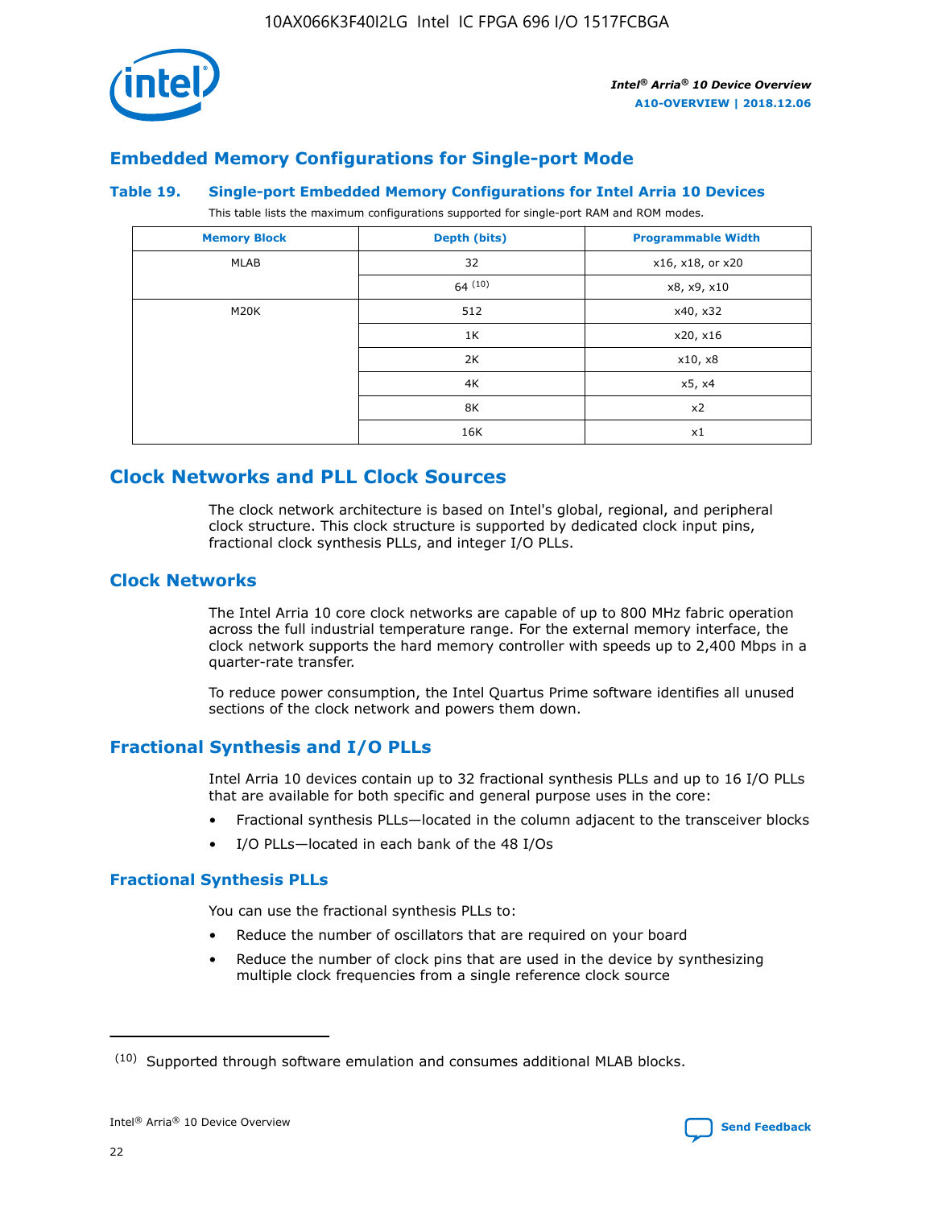## Embedded Memory Configurations for Single-port Mode

### Table 19. Single-port Embedded Memory Configurations for Intel Arria 10 Devices

This table lists the maximum configurations supported for single-port RAM and ROM modes.

| Memory Block | Depth (bits) | Programmable Width |
|---|---|---|
| MLAB | 32 | x16, x18, or x20 |
| | 64 [10] | x8, x9, x10 |
| M20K | 512 | x40, x32 |
| | 1K | x20, x16 |
| | 2K | x10, x8 |
| | 4K | x5, x4 |
| | 8K | x2 |
| | 16K | x1 |

## Clock Networks and PLL Clock Sources

The clock network architecture is based on Intel's global, regional, and peripheral clock structure. This clock structure is supported by dedicated clock input pins, fractional clock synthesis PLLs, and integer I/O PLLs.

## Clock Networks

The Intel Arria 10 core clock networks are capable of up to 800 MHz fabric operation across the full industrial temperature range. For the external memory interface, the clock network supports the hard memory controller with speeds up to 2,400 Mbps in a quarter-rate transfer.

To reduce power consumption, the Intel Quartus Prime software identifies all unused sections of the clock network and powers them down.

## Fractional Synthesis and I/O PLLs

Intel Arria 10 devices contain up to 32 fractional synthesis PLLs and up to 16 I/O PLLs that are available for both specific and general purpose uses in the core:

- Fractional synthesis PLLs—located in the column adjacent to the transceiver blocks
- I/O PLLs—located in each bank of the 48 I/Os

### Fractional Synthesis PLLs

You can use the fractional synthesis PLLs to:

- Reduce the number of oscillators that are required on your board
- Reduce the number of clock pins that are used in the device by synthesizing multiple clock frequencies from a single reference clock source

(10) Supported through software emulation and consumes additional MLAB blocks.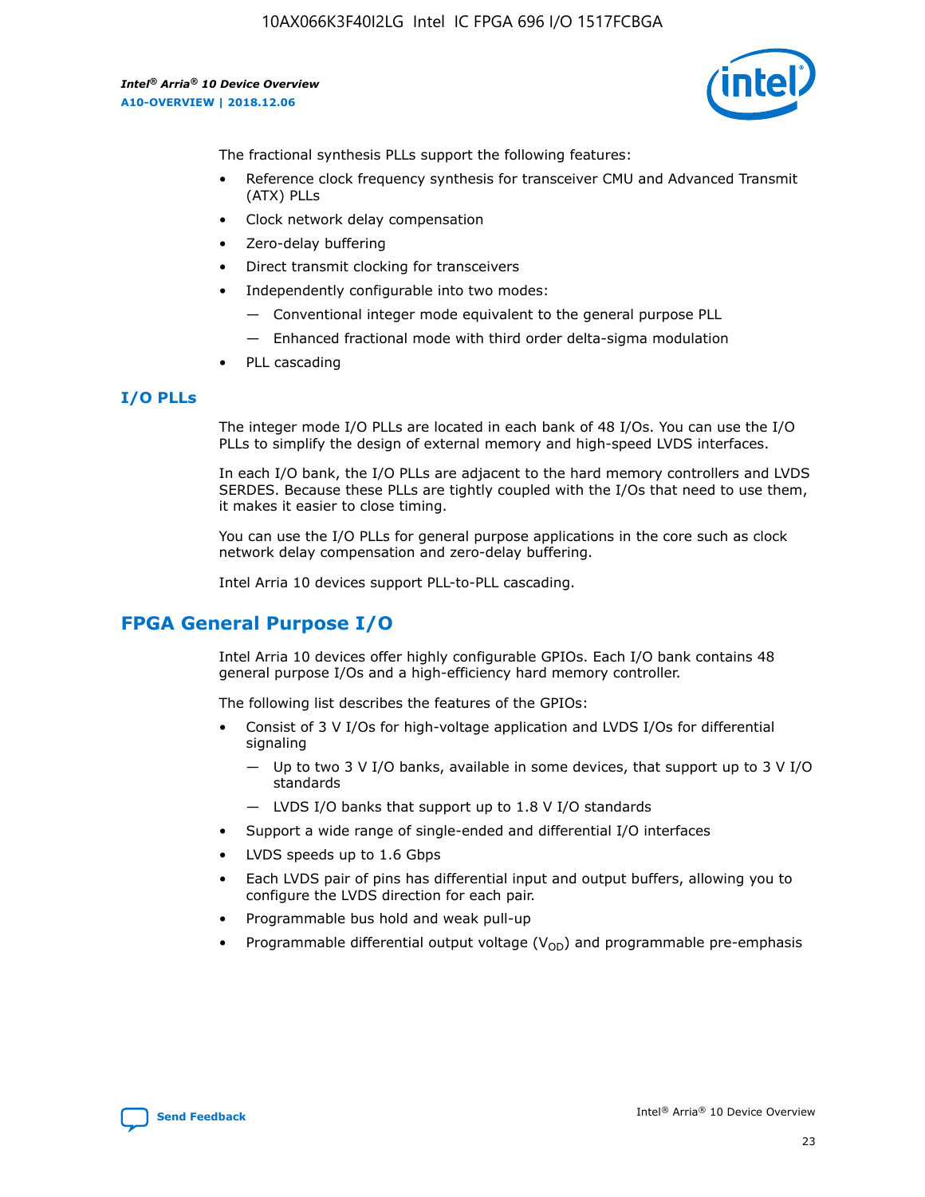The fractional synthesis PLLs support the following features:

- Reference clock frequency synthesis for transceiver CMU and Advanced Transmit (ATX) PLLs
- Clock network delay compensation
- Zero-delay buffering
- Direct transmit clocking for transceivers
- Independently configurable into two modes:
  - — Conventional integer mode equivalent to the general purpose PLL
  - — Enhanced fractional mode with third order delta-sigma modulation
- PLL cascading

### I/O PLLs

The integer mode I/O PLLs are located in each bank of 48 I/Os. You can use the I/O PLLs to simplify the design of external memory and high-speed LVDS interfaces.

In each I/O bank, the I/O PLLs are adjacent to the hard memory controllers and LVDS SERDES. Because these PLLs are tightly coupled with the I/Os that need to use them, it makes it easier to close timing.

You can use the I/O PLLs for general purpose applications in the core such as clock network delay compensation and zero-delay buffering.

Intel Arria 10 devices support PLL-to-PLL cascading.

## FPGA General Purpose I/O

Intel Arria 10 devices offer highly configurable GPIOs. Each I/O bank contains 48 general purpose I/Os and a high-efficiency hard memory controller.

The following list describes the features of the GPIOs:

- Consist of 3 V I/Os for high-voltage application and LVDS I/Os for differential signaling
  - — Up to two 3 V I/O banks, available in some devices, that support up to 3 V I/O standards
  - — LVDS I/O banks that support up to 1.8 V I/O standards
- Support a wide range of single-ended and differential I/O interfaces
- LVDS speeds up to 1.6 Gbps
- Each LVDS pair of pins has differential input and output buffers, allowing you to configure the LVDS direction for each pair.
- Programmable bus hold and weak pull-up
- Programmable differential output voltage ($V_{OD}$) and programmable pre-emphasis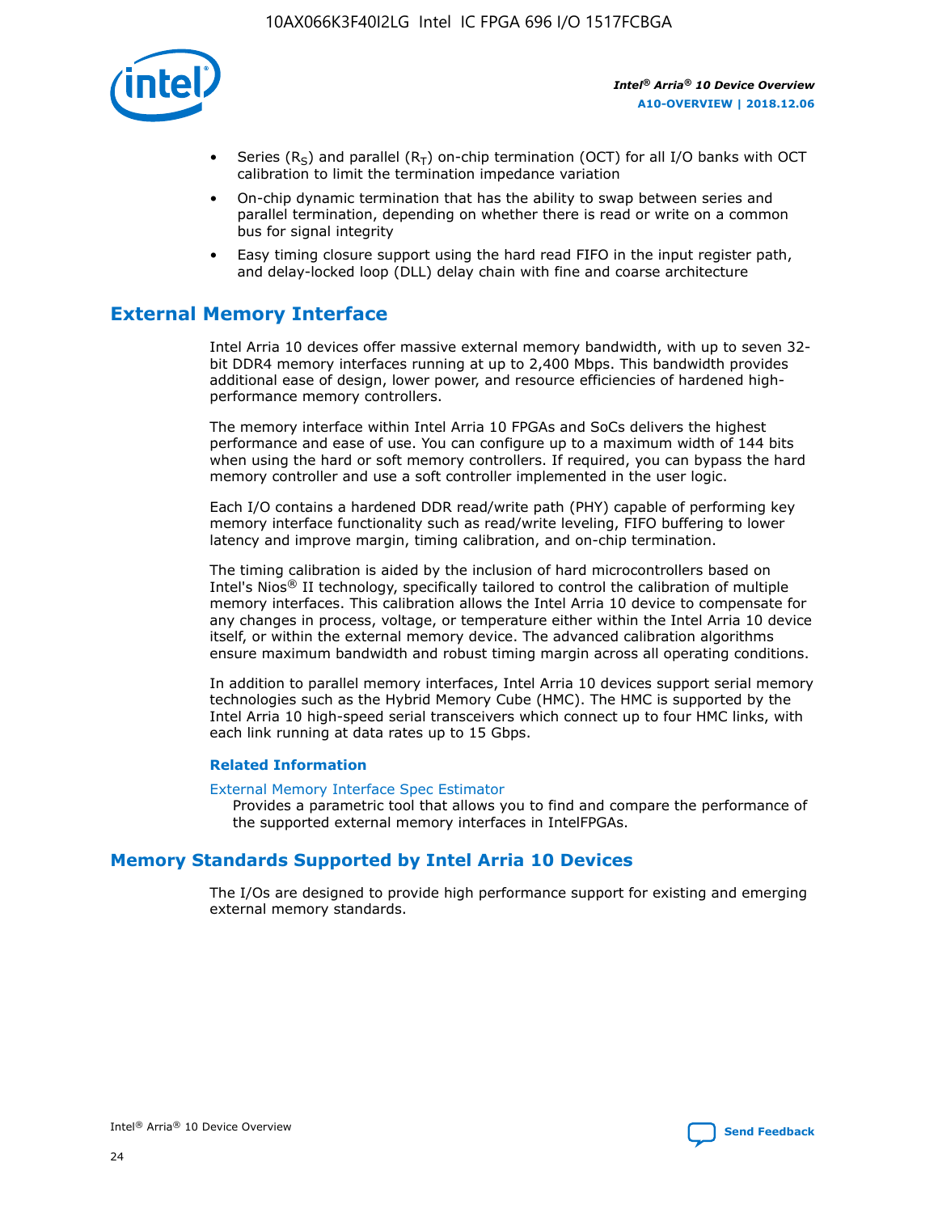- Series ($R_S$) and parallel ($R_T$) on-chip termination (OCT) for all I/O banks with OCT calibration to limit the termination impedance variation
- On-chip dynamic termination that has the ability to swap between series and parallel termination, depending on whether there is read or write on a common bus for signal integrity
- Easy timing closure support using the hard read FIFO in the input register path, and delay-locked loop (DLL) delay chain with fine and coarse architecture

## External Memory Interface

Intel Arria 10 devices offer massive external memory bandwidth, with up to seven 32-bit DDR4 memory interfaces running at up to 2,400 Mbps. This bandwidth provides additional ease of design, lower power, and resource efficiencies of hardened high-performance memory controllers.

The memory interface within Intel Arria 10 FPGAs and SoCs delivers the highest performance and ease of use. You can configure up to a maximum width of 144 bits when using the hard or soft memory controllers. If required, you can bypass the hard memory controller and use a soft controller implemented in the user logic.

Each I/O contains a hardened DDR read/write path (PHY) capable of performing key memory interface functionality such as read/write leveling, FIFO buffering to lower latency and improve margin, timing calibration, and on-chip termination.

The timing calibration is aided by the inclusion of hard microcontrollers based on Intel's Nios® II technology, specifically tailored to control the calibration of multiple memory interfaces. This calibration allows the Intel Arria 10 device to compensate for any changes in process, voltage, or temperature either within the Intel Arria 10 device itself, or within the external memory device. The advanced calibration algorithms ensure maximum bandwidth and robust timing margin across all operating conditions.

In addition to parallel memory interfaces, Intel Arria 10 devices support serial memory technologies such as the Hybrid Memory Cube (HMC). The HMC is supported by the Intel Arria 10 high-speed serial transceivers which connect up to four HMC links, with each link running at data rates up to 15 Gbps.

### Related Information

External Memory Interface Spec Estimator
Provides a parametric tool that allows you to find and compare the performance of the supported external memory interfaces in IntelFPGAs.

## Memory Standards Supported by Intel Arria 10 Devices

The I/Os are designed to provide high performance support for existing and emerging external memory standards.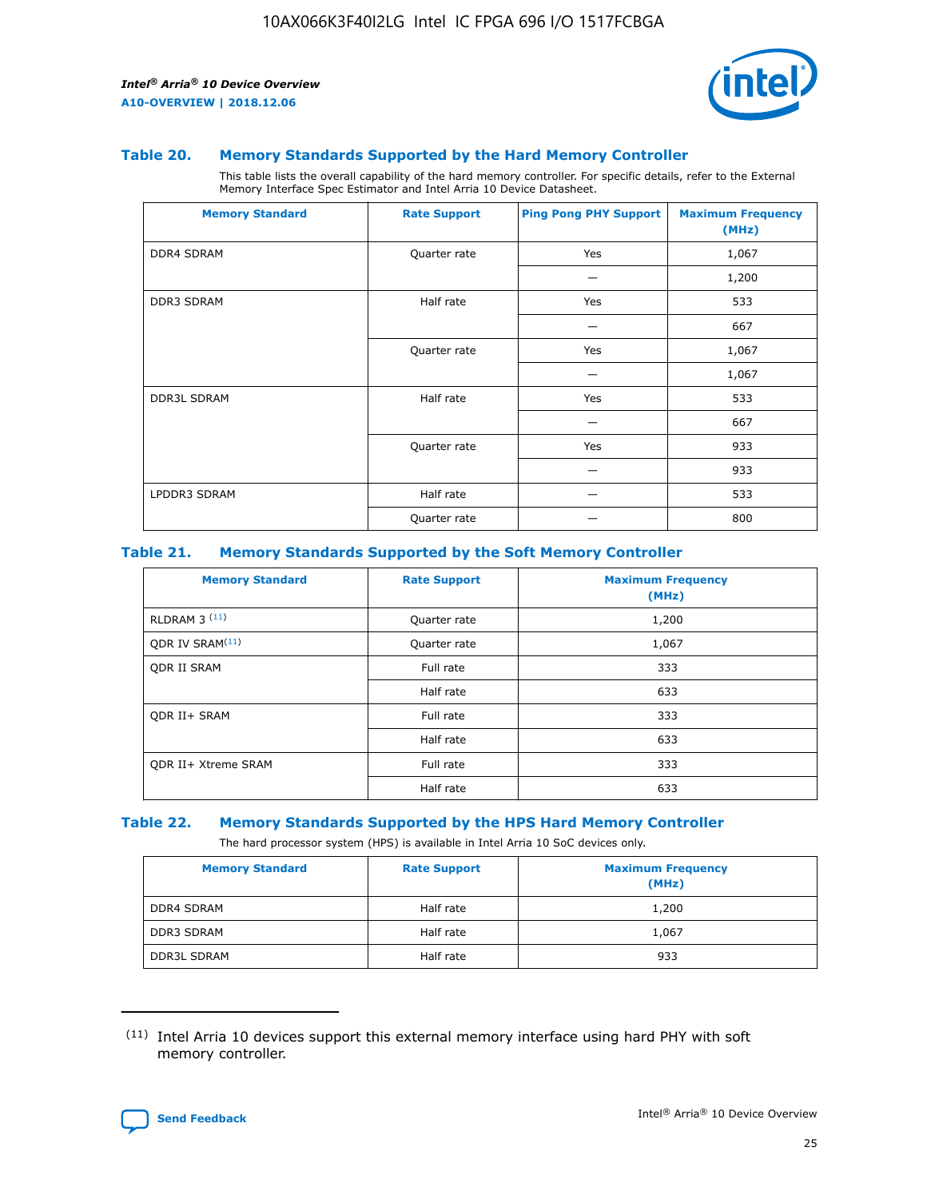### Table 20. Memory Standards Supported by the Hard Memory Controller

This table lists the overall capability of the hard memory controller. For specific details, refer to the External Memory Interface Spec Estimator and Intel Arria 10 Device Datasheet.

| Memory Standard | Rate Support | Ping Pong PHY Support | Maximum Frequency (MHz) |
|---|---|---|---|
| DDR4 SDRAM | Quarter rate | Yes | 1,067 |
| | | — | 1,200 |
| DDR3 SDRAM | Half rate | Yes | 533 |
| | | — | 667 |
| | Quarter rate | Yes | 1,067 |
| | | — | 1,067 |
| DDR3L SDRAM | Half rate | Yes | 533 |
| | | — | 667 |
| | Quarter rate | Yes | 933 |
| | | — | 933 |
| LPDDR3 SDRAM | Half rate | — | 533 |
| | Quarter rate | — | 800 |

### Table 21. Memory Standards Supported by the Soft Memory Controller

| Memory Standard | Rate Support | Maximum Frequency (MHz) |
|---|---|---|
| RLDRAM 3 [(11)] | Quarter rate | 1,200 |
| QDR IV SRAM[(11)] | Quarter rate | 1,067 |
| QDR II SRAM | Full rate | 333 |
| | Half rate | 633 |
| QDR II+ SRAM | Full rate | 333 |
| | Half rate | 633 |
| QDR II+ Xtreme SRAM | Full rate | 333 |
| | Half rate | 633 |

### Table 22. Memory Standards Supported by the HPS Hard Memory Controller

The hard processor system (HPS) is available in Intel Arria 10 SoC devices only.

| Memory Standard | Rate Support | Maximum Frequency (MHz) |
|---|---|---|
| DDR4 SDRAM | Half rate | 1,200 |
| DDR3 SDRAM | Half rate | 1,067 |
| DDR3L SDRAM | Half rate | 933 |

(11) Intel Arria 10 devices support this external memory interface using hard PHY with soft memory controller.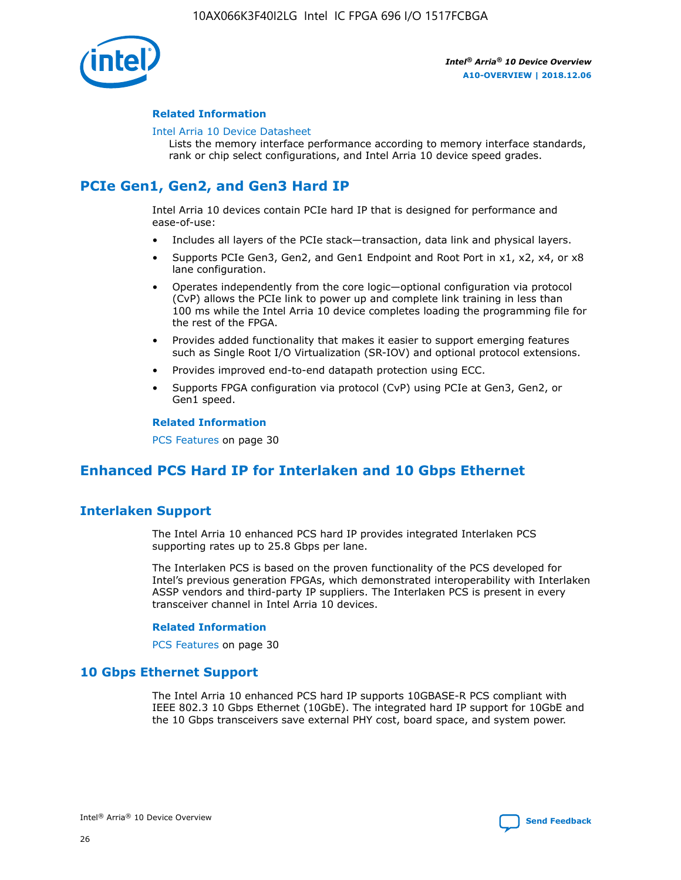#### Related Information

Intel Arria 10 Device Datasheet
Lists the memory interface performance according to memory interface standards, rank or chip select configurations, and Intel Arria 10 device speed grades.

## PCIe Gen1, Gen2, and Gen3 Hard IP

Intel Arria 10 devices contain PCIe hard IP that is designed for performance and ease-of-use:

- Includes all layers of the PCIe stack—transaction, data link and physical layers.
- Supports PCIe Gen3, Gen2, and Gen1 Endpoint and Root Port in x1, x2, x4, or x8 lane configuration.
- Operates independently from the core logic—optional configuration via protocol (CvP) allows the PCIe link to power up and complete link training in less than 100 ms while the Intel Arria 10 device completes loading the programming file for the rest of the FPGA.
- Provides added functionality that makes it easier to support emerging features such as Single Root I/O Virtualization (SR-IOV) and optional protocol extensions.
- Provides improved end-to-end datapath protection using ECC.
- Supports FPGA configuration via protocol (CvP) using PCIe at Gen3, Gen2, or Gen1 speed.

#### Related Information

PCS Features on page 30

## Enhanced PCS Hard IP for Interlaken and 10 Gbps Ethernet

### Interlaken Support

The Intel Arria 10 enhanced PCS hard IP provides integrated Interlaken PCS supporting rates up to 25.8 Gbps per lane.

The Interlaken PCS is based on the proven functionality of the PCS developed for Intel's previous generation FPGAs, which demonstrated interoperability with Interlaken ASSP vendors and third-party IP suppliers. The Interlaken PCS is present in every transceiver channel in Intel Arria 10 devices.

#### Related Information

PCS Features on page 30

### 10 Gbps Ethernet Support

The Intel Arria 10 enhanced PCS hard IP supports 10GBASE-R PCS compliant with IEEE 802.3 10 Gbps Ethernet (10GbE). The integrated hard IP support for 10GbE and the 10 Gbps transceivers save external PHY cost, board space, and system power.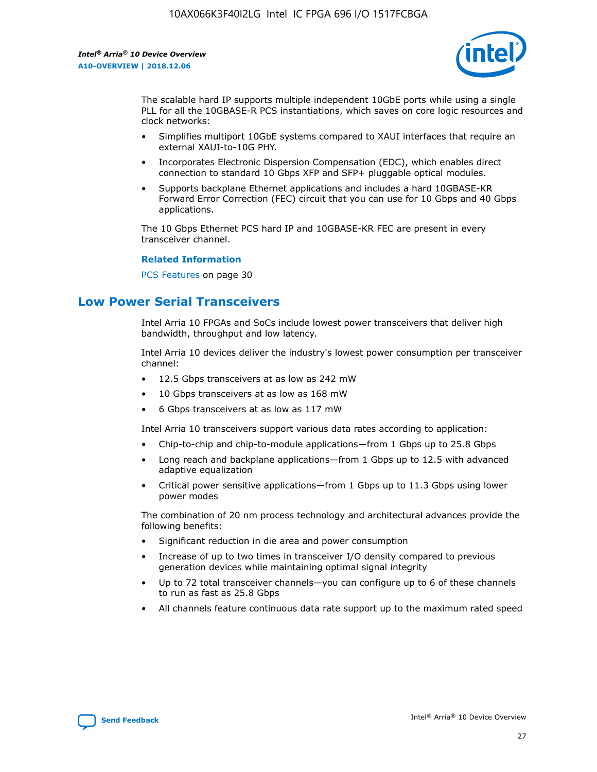The scalable hard IP supports multiple independent 10GbE ports while using a single PLL for all the 10GBASE-R PCS instantiations, which saves on core logic resources and clock networks:

- Simplifies multiport 10GbE systems compared to XAUI interfaces that require an external XAUI-to-10G PHY.
- Incorporates Electronic Dispersion Compensation (EDC), which enables direct connection to standard 10 Gbps XFP and SFP+ pluggable optical modules.
- Supports backplane Ethernet applications and includes a hard 10GBASE-KR Forward Error Correction (FEC) circuit that you can use for 10 Gbps and 40 Gbps applications.

The 10 Gbps Ethernet PCS hard IP and 10GBASE-KR FEC are present in every transceiver channel.

**Related Information**

PCS Features on page 30

## Low Power Serial Transceivers

Intel Arria 10 FPGAs and SoCs include lowest power transceivers that deliver high bandwidth, throughput and low latency.

Intel Arria 10 devices deliver the industry's lowest power consumption per transceiver channel:

- 12.5 Gbps transceivers at as low as 242 mW
- 10 Gbps transceivers at as low as 168 mW
- 6 Gbps transceivers at as low as 117 mW

Intel Arria 10 transceivers support various data rates according to application:

- Chip-to-chip and chip-to-module applications—from 1 Gbps up to 25.8 Gbps
- Long reach and backplane applications—from 1 Gbps up to 12.5 with advanced adaptive equalization
- Critical power sensitive applications—from 1 Gbps up to 11.3 Gbps using lower power modes

The combination of 20 nm process technology and architectural advances provide the following benefits:

- Significant reduction in die area and power consumption
- Increase of up to two times in transceiver I/O density compared to previous generation devices while maintaining optimal signal integrity
- Up to 72 total transceiver channels—you can configure up to 6 of these channels to run as fast as 25.8 Gbps
- All channels feature continuous data rate support up to the maximum rated speed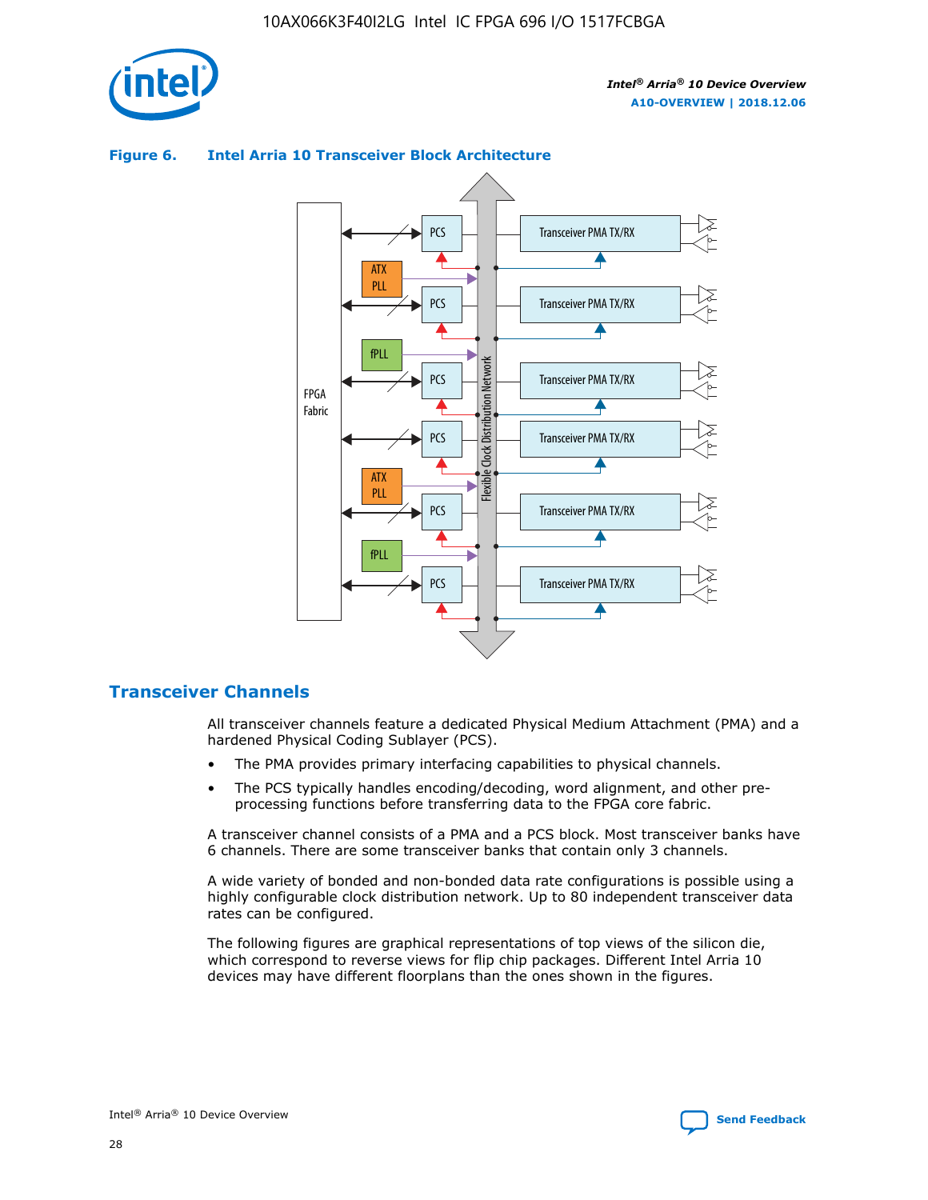**Figure 6. Intel Arria 10 Transceiver Block Architecture**

## Transceiver Channels

All transceiver channels feature a dedicated Physical Medium Attachment (PMA) and a hardened Physical Coding Sublayer (PCS).

- The PMA provides primary interfacing capabilities to physical channels.
- The PCS typically handles encoding/decoding, word alignment, and other pre-processing functions before transferring data to the FPGA core fabric.

A transceiver channel consists of a PMA and a PCS block. Most transceiver banks have 6 channels. There are some transceiver banks that contain only 3 channels.

A wide variety of bonded and non-bonded data rate configurations is possible using a highly configurable clock distribution network. Up to 80 independent transceiver data rates can be configured.

The following figures are graphical representations of top views of the silicon die, which correspond to reverse views for flip chip packages. Different Intel Arria 10 devices may have different floorplans than the ones shown in the figures.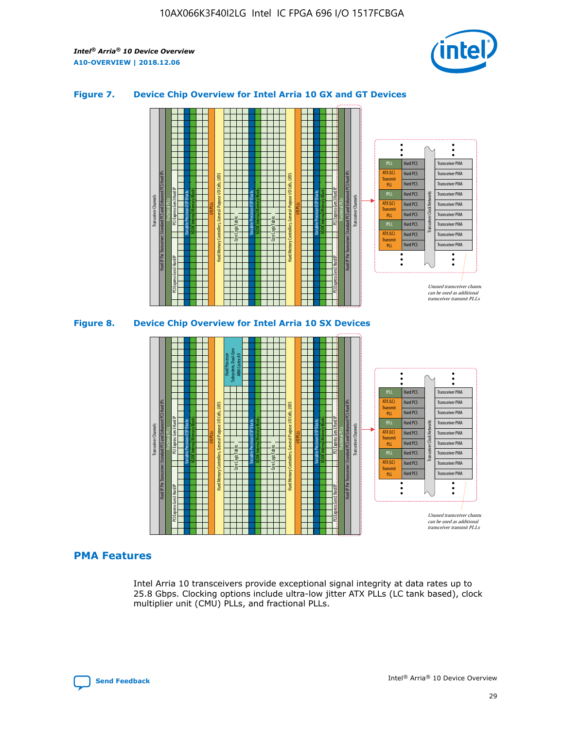## Figure 7. Device Chip Overview for Intel Arria 10 GX and GT Devices

## Figure 8. Device Chip Overview for Intel Arria 10 SX Devices

## PMA Features

Intel Arria 10 transceivers provide exceptional signal integrity at data rates up to 25.8 Gbps. Clocking options include ultra-low jitter ATX PLLs (LC tank based), clock multiplier unit (CMU) PLLs, and fractional PLLs.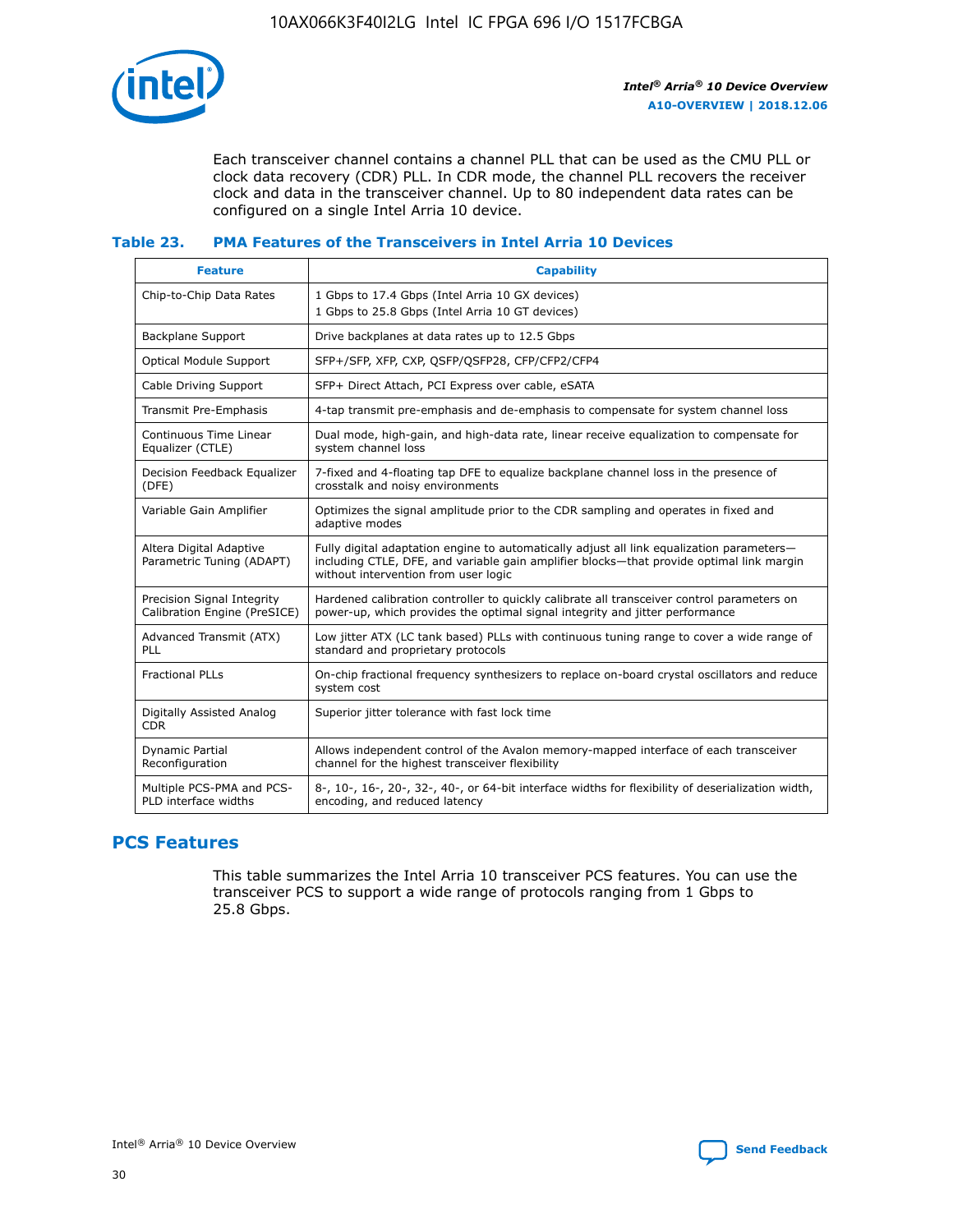Each transceiver channel contains a channel PLL that can be used as the CMU PLL or clock data recovery (CDR) PLL. In CDR mode, the channel PLL recovers the receiver clock and data in the transceiver channel. Up to 80 independent data rates can be configured on a single Intel Arria 10 device.

### Table 23. PMA Features of the Transceivers in Intel Arria 10 Devices

| Feature | Capability |
|---|---|
| Chip-to-Chip Data Rates | 1 Gbps to 17.4 Gbps (Intel Arria 10 GX devices)<br>1 Gbps to 25.8 Gbps (Intel Arria 10 GT devices) |
| Backplane Support | Drive backplanes at data rates up to 12.5 Gbps |
| Optical Module Support | SFP+/SFP, XFP, CXP, QSFP/QSFP28, CFP/CFP2/CFP4 |
| Cable Driving Support | SFP+ Direct Attach, PCI Express over cable, eSATA |
| Transmit Pre-Emphasis | 4-tap transmit pre-emphasis and de-emphasis to compensate for system channel loss |
| Continuous Time Linear Equalizer (CTLE) | Dual mode, high-gain, and high-data rate, linear receive equalization to compensate for system channel loss |
| Decision Feedback Equalizer (DFE) | 7-fixed and 4-floating tap DFE to equalize backplane channel loss in the presence of crosstalk and noisy environments |
| Variable Gain Amplifier | Optimizes the signal amplitude prior to the CDR sampling and operates in fixed and adaptive modes |
| Altera Digital Adaptive Parametric Tuning (ADAPT) | Fully digital adaptation engine to automatically adjust all link equalization parameters—including CTLE, DFE, and variable gain amplifier blocks—that provide optimal link margin without intervention from user logic |
| Precision Signal Integrity Calibration Engine (PreSICE) | Hardened calibration controller to quickly calibrate all transceiver control parameters on power-up, which provides the optimal signal integrity and jitter performance |
| Advanced Transmit (ATX) PLL | Low jitter ATX (LC tank based) PLLs with continuous tuning range to cover a wide range of standard and proprietary protocols |
| Fractional PLLs | On-chip fractional frequency synthesizers to replace on-board crystal oscillators and reduce system cost |
| Digitally Assisted Analog CDR | Superior jitter tolerance with fast lock time |
| Dynamic Partial Reconfiguration | Allows independent control of the Avalon memory-mapped interface of each transceiver channel for the highest transceiver flexibility |
| Multiple PCS-PMA and PCS-PLD interface widths | 8-, 10-, 16-, 20-, 32-, 40-, or 64-bit interface widths for flexibility of deserialization width, encoding, and reduced latency |

## PCS Features

This table summarizes the Intel Arria 10 transceiver PCS features. You can use the transceiver PCS to support a wide range of protocols ranging from 1 Gbps to 25.8 Gbps.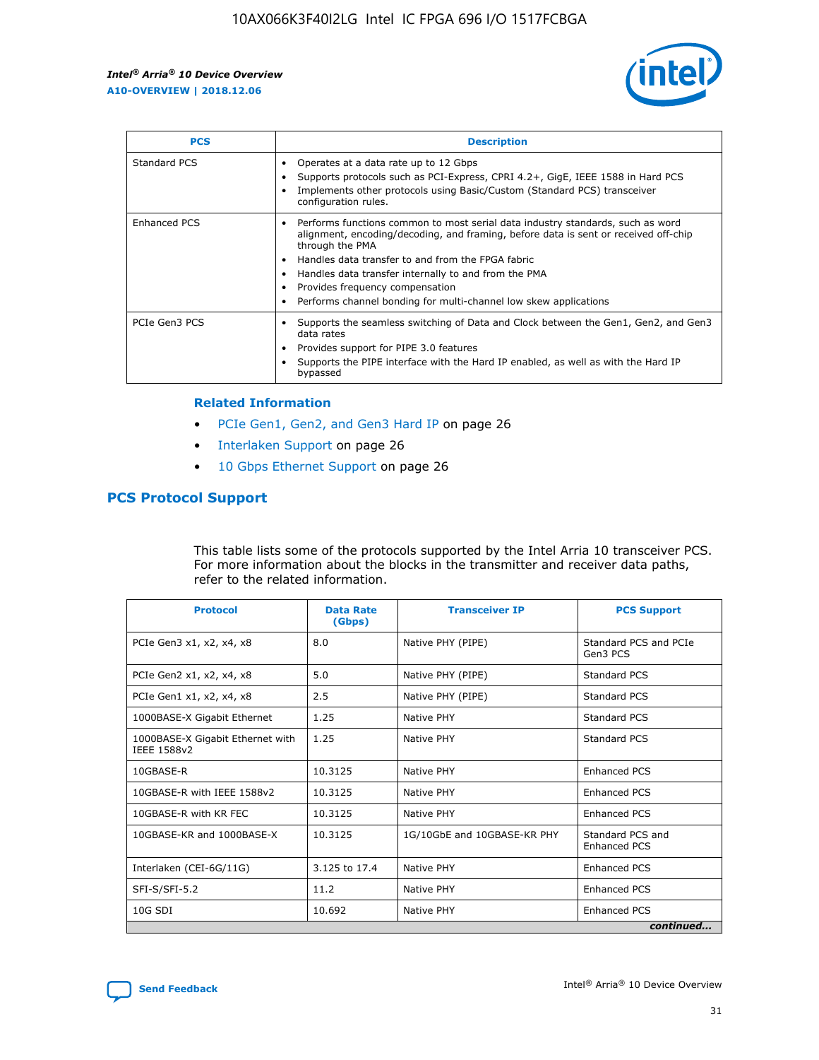| PCS | Description |
| --- | --- |
| Standard PCS | • Operates at a data rate up to 12 Gbps<br>• Supports protocols such as PCI-Express, CPRI 4.2+, GigE, IEEE 1588 in Hard PCS<br>• Implements other protocols using Basic/Custom (Standard PCS) transceiver configuration rules. |
| Enhanced PCS | • Performs functions common to most serial data industry standards, such as word alignment, encoding/decoding, and framing, before data is sent or received off-chip through the PMA<br>• Handles data transfer to and from the FPGA fabric<br>• Handles data transfer internally to and from the PMA<br>• Provides frequency compensation<br>• Performs channel bonding for multi-channel low skew applications |
| PCIe Gen3 PCS | • Supports the seamless switching of Data and Clock between the Gen1, Gen2, and Gen3 data rates<br>• Provides support for PIPE 3.0 features<br>• Supports the PIPE interface with the Hard IP enabled, as well as with the Hard IP bypassed |

### Related Information

- PCIe Gen1, Gen2, and Gen3 Hard IP on page 26
- Interlaken Support on page 26
- 10 Gbps Ethernet Support on page 26

## PCS Protocol Support

This table lists some of the protocols supported by the Intel Arria 10 transceiver PCS. For more information about the blocks in the transmitter and receiver data paths, refer to the related information.

| Protocol | Data Rate (Gbps) | Transceiver IP | PCS Support |
| --- | --- | --- | --- |
| PCIe Gen3 x1, x2, x4, x8 | 8.0 | Native PHY (PIPE) | Standard PCS and PCIe Gen3 PCS |
| PCIe Gen2 x1, x2, x4, x8 | 5.0 | Native PHY (PIPE) | Standard PCS |
| PCIe Gen1 x1, x2, x4, x8 | 2.5 | Native PHY (PIPE) | Standard PCS |
| 1000BASE-X Gigabit Ethernet | 1.25 | Native PHY | Standard PCS |
| 1000BASE-X Gigabit Ethernet with IEEE 1588v2 | 1.25 | Native PHY | Standard PCS |
| 10GBASE-R | 10.3125 | Native PHY | Enhanced PCS |
| 10GBASE-R with IEEE 1588v2 | 10.3125 | Native PHY | Enhanced PCS |
| 10GBASE-R with KR FEC | 10.3125 | Native PHY | Enhanced PCS |
| 10GBASE-KR and 1000BASE-X | 10.3125 | 1G/10GbE and 10GBASE-KR PHY | Standard PCS and Enhanced PCS |
| Interlaken (CEI-6G/11G) | 3.125 to 17.4 | Native PHY | Enhanced PCS |
| SFI-S/SFI-5.2 | 11.2 | Native PHY | Enhanced PCS |
| 10G SDI | 10.692 | Native PHY | Enhanced PCS |

*continued...*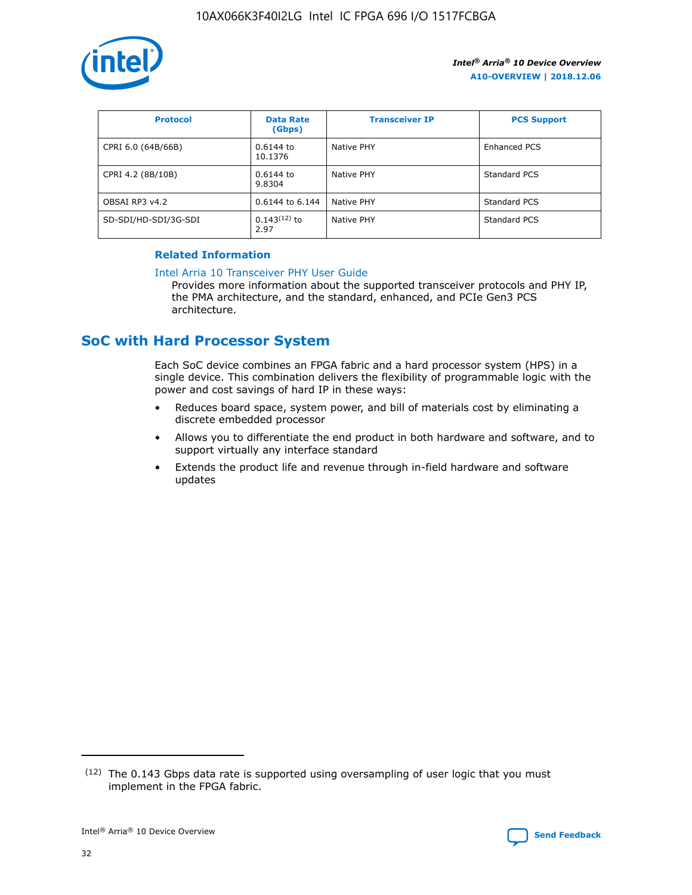| Protocol | Data Rate (Gbps) | Transceiver IP | PCS Support |
| --- | --- | --- | --- |
| CPRI 6.0 (64B/66B) | 0.6144 to 10.1376 | Native PHY | Enhanced PCS |
| CPRI 4.2 (8B/10B) | 0.6144 to 9.8304 | Native PHY | Standard PCS |
| OBSAI RP3 v4.2 | 0.6144 to 6.144 | Native PHY | Standard PCS |
| SD-SDI/HD-SDI/3G-SDI | 0.143[12] to 2.97 | Native PHY | Standard PCS |

**Related Information**

Intel Arria 10 Transceiver PHY User Guide
Provides more information about the supported transceiver protocols and PHY IP, the PMA architecture, and the standard, enhanced, and PCIe Gen3 PCS architecture.

## SoC with Hard Processor System

Each SoC device combines an FPGA fabric and a hard processor system (HPS) in a single device. This combination delivers the flexibility of programmable logic with the power and cost savings of hard IP in these ways:

- Reduces board space, system power, and bill of materials cost by eliminating a discrete embedded processor
- Allows you to differentiate the end product in both hardware and software, and to support virtually any interface standard
- Extends the product life and revenue through in-field hardware and software updates

[12] The 0.143 Gbps data rate is supported using oversampling of user logic that you must implement in the FPGA fabric.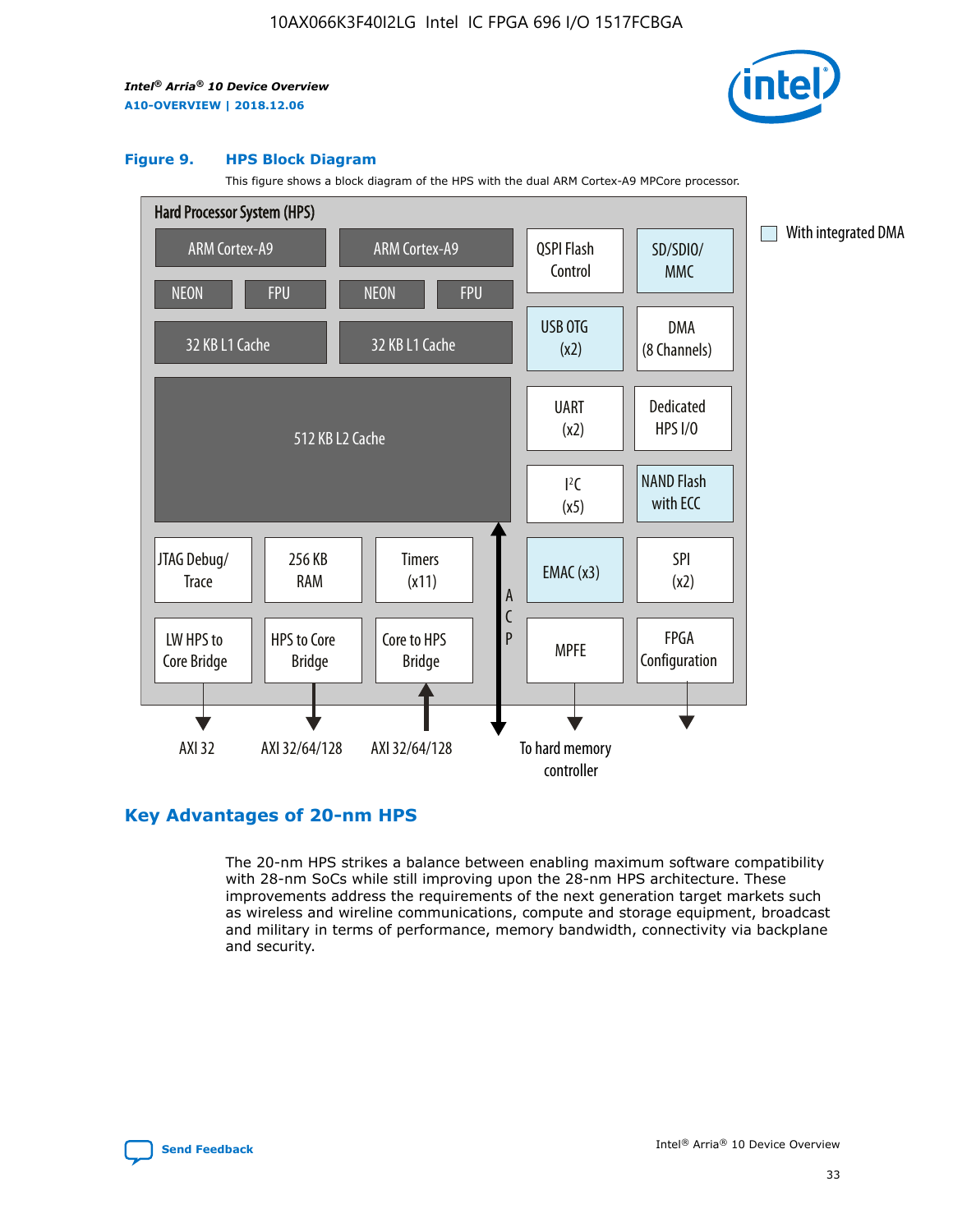**Figure 9. HPS Block Diagram**

This figure shows a block diagram of the HPS with the dual ARM Cortex-A9 MPCore processor.

Hard Processor System (HPS)

- ARM Cortex-A9 (NEON, FPU, 32 KB L1 Cache)
- ARM Cortex-A9 (NEON, FPU, 32 KB L1 Cache)
- 512 KB L2 Cache
- QSPI Flash Control
- SD/SDIO/MMC
- USB OTG (x2)
- DMA (8 Channels)
- UART (x2)
- Dedicated HPS I/O
- I²C (x5)
- NAND Flash with ECC
- JTAG Debug/Trace
- 256 KB RAM
- Timers (x11)
- EMAC (x3)
- SPI (x2)
- LW HPS to Core Bridge — AXI 32
- HPS to Core Bridge — AXI 32/64/128
- Core to HPS Bridge — AXI 32/64/128
- ACP
- MPFE — To hard memory controller
- FPGA Configuration

With integrated DMA: SD/SDIO/MMC, USB OTG (x2), NAND Flash with ECC, EMAC (x3)

## Key Advantages of 20-nm HPS

The 20-nm HPS strikes a balance between enabling maximum software compatibility with 28-nm SoCs while still improving upon the 28-nm HPS architecture. These improvements address the requirements of the next generation target markets such as wireless and wireline communications, compute and storage equipment, broadcast and military in terms of performance, memory bandwidth, connectivity via backplane and security.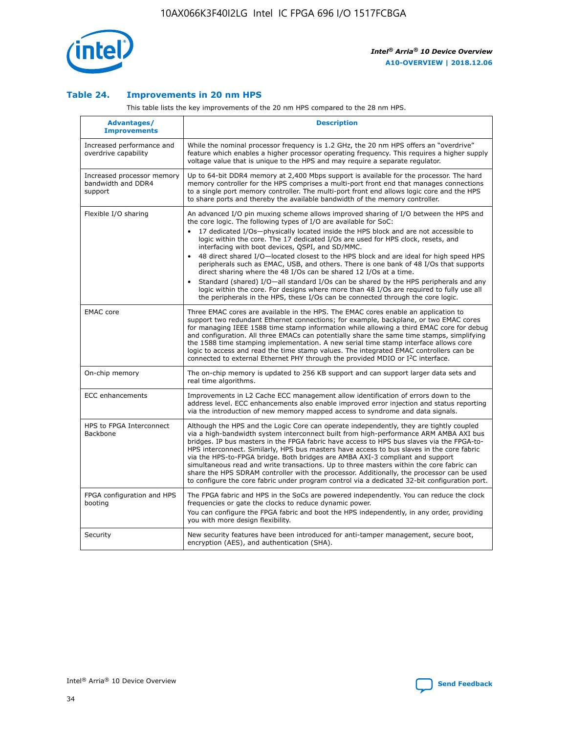### Table 24. Improvements in 20 nm HPS

This table lists the key improvements of the 20 nm HPS compared to the 28 nm HPS.

| Advantages/ Improvements | Description |
| --- | --- |
| Increased performance and overdrive capability | While the nominal processor frequency is 1.2 GHz, the 20 nm HPS offers an "overdrive" feature which enables a higher processor operating frequency. This requires a higher supply voltage value that is unique to the HPS and may require a separate regulator. |
| Increased processor memory bandwidth and DDR4 support | Up to 64-bit DDR4 memory at 2,400 Mbps support is available for the processor. The hard memory controller for the HPS comprises a multi-port front end that manages connections to a single port memory controller. The multi-port front end allows logic core and the HPS to share ports and thereby the available bandwidth of the memory controller. |
| Flexible I/O sharing | An advanced I/O pin muxing scheme allows improved sharing of I/O between the HPS and the core logic. The following types of I/O are available for SoC:<br>• 17 dedicated I/Os—physically located inside the HPS block and are not accessible to logic within the core. The 17 dedicated I/Os are used for HPS clock, resets, and interfacing with boot devices, QSPI, and SD/MMC.<br>• 48 direct shared I/O—located closest to the HPS block and are ideal for high speed HPS peripherals such as EMAC, USB, and others. There is one bank of 48 I/Os that supports direct sharing where the 48 I/Os can be shared 12 I/Os at a time.<br>• Standard (shared) I/O—all standard I/Os can be shared by the HPS peripherals and any logic within the core. For designs where more than 48 I/Os are required to fully use all the peripherals in the HPS, these I/Os can be connected through the core logic. |
| EMAC core | Three EMAC cores are available in the HPS. The EMAC cores enable an application to support two redundant Ethernet connections; for example, backplane, or two EMAC cores for managing IEEE 1588 time stamp information while allowing a third EMAC core for debug and configuration. All three EMACs can potentially share the same time stamps, simplifying the 1588 time stamping implementation. A new serial time stamp interface allows core logic to access and read the time stamp values. The integrated EMAC controllers can be connected to external Ethernet PHY through the provided MDIO or I$^2$C interface. |
| On-chip memory | The on-chip memory is updated to 256 KB support and can support larger data sets and real time algorithms. |
| ECC enhancements | Improvements in L2 Cache ECC management allow identification of errors down to the address level. ECC enhancements also enable improved error injection and status reporting via the introduction of new memory mapped access to syndrome and data signals. |
| HPS to FPGA Interconnect Backbone | Although the HPS and the Logic Core can operate independently, they are tightly coupled via a high-bandwidth system interconnect built from high-performance ARM AMBA AXI bus bridges. IP bus masters in the FPGA fabric have access to HPS bus slaves via the FPGA-to-HPS interconnect. Similarly, HPS bus masters have access to bus slaves in the core fabric via the HPS-to-FPGA bridge. Both bridges are AMBA AXI-3 compliant and support simultaneous read and write transactions. Up to three masters within the core fabric can share the HPS SDRAM controller with the processor. Additionally, the processor can be used to configure the core fabric under program control via a dedicated 32-bit configuration port. |
| FPGA configuration and HPS booting | The FPGA fabric and HPS in the SoCs are powered independently. You can reduce the clock frequencies or gate the clocks to reduce dynamic power.<br>You can configure the FPGA fabric and boot the HPS independently, in any order, providing you with more design flexibility. |
| Security | New security features have been introduced for anti-tamper management, secure boot, encryption (AES), and authentication (SHA). |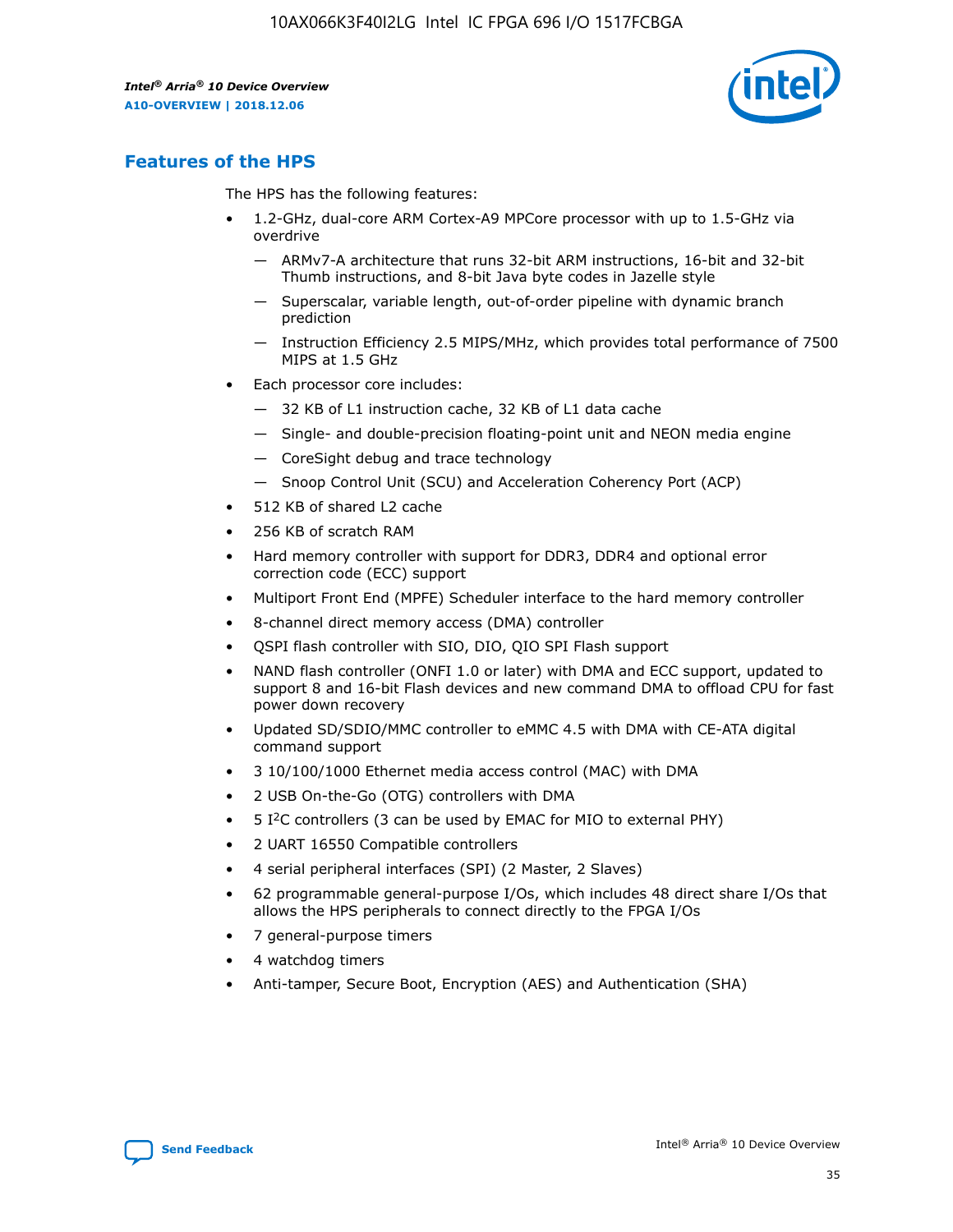## Features of the HPS

The HPS has the following features:

- 1.2-GHz, dual-core ARM Cortex-A9 MPCore processor with up to 1.5-GHz via overdrive
  - — ARMv7-A architecture that runs 32-bit ARM instructions, 16-bit and 32-bit Thumb instructions, and 8-bit Java byte codes in Jazelle style
  - — Superscalar, variable length, out-of-order pipeline with dynamic branch prediction
  - — Instruction Efficiency 2.5 MIPS/MHz, which provides total performance of 7500 MIPS at 1.5 GHz
- Each processor core includes:
  - — 32 KB of L1 instruction cache, 32 KB of L1 data cache
  - — Single- and double-precision floating-point unit and NEON media engine
  - — CoreSight debug and trace technology
  - — Snoop Control Unit (SCU) and Acceleration Coherency Port (ACP)
- 512 KB of shared L2 cache
- 256 KB of scratch RAM
- Hard memory controller with support for DDR3, DDR4 and optional error correction code (ECC) support
- Multiport Front End (MPFE) Scheduler interface to the hard memory controller
- 8-channel direct memory access (DMA) controller
- QSPI flash controller with SIO, DIO, QIO SPI Flash support
- NAND flash controller (ONFI 1.0 or later) with DMA and ECC support, updated to support 8 and 16-bit Flash devices and new command DMA to offload CPU for fast power down recovery
- Updated SD/SDIO/MMC controller to eMMC 4.5 with DMA with CE-ATA digital command support
- 3 10/100/1000 Ethernet media access control (MAC) with DMA
- 2 USB On-the-Go (OTG) controllers with DMA
- 5 I²C controllers (3 can be used by EMAC for MIO to external PHY)
- 2 UART 16550 Compatible controllers
- 4 serial peripheral interfaces (SPI) (2 Master, 2 Slaves)
- 62 programmable general-purpose I/Os, which includes 48 direct share I/Os that allows the HPS peripherals to connect directly to the FPGA I/Os
- 7 general-purpose timers
- 4 watchdog timers
- Anti-tamper, Secure Boot, Encryption (AES) and Authentication (SHA)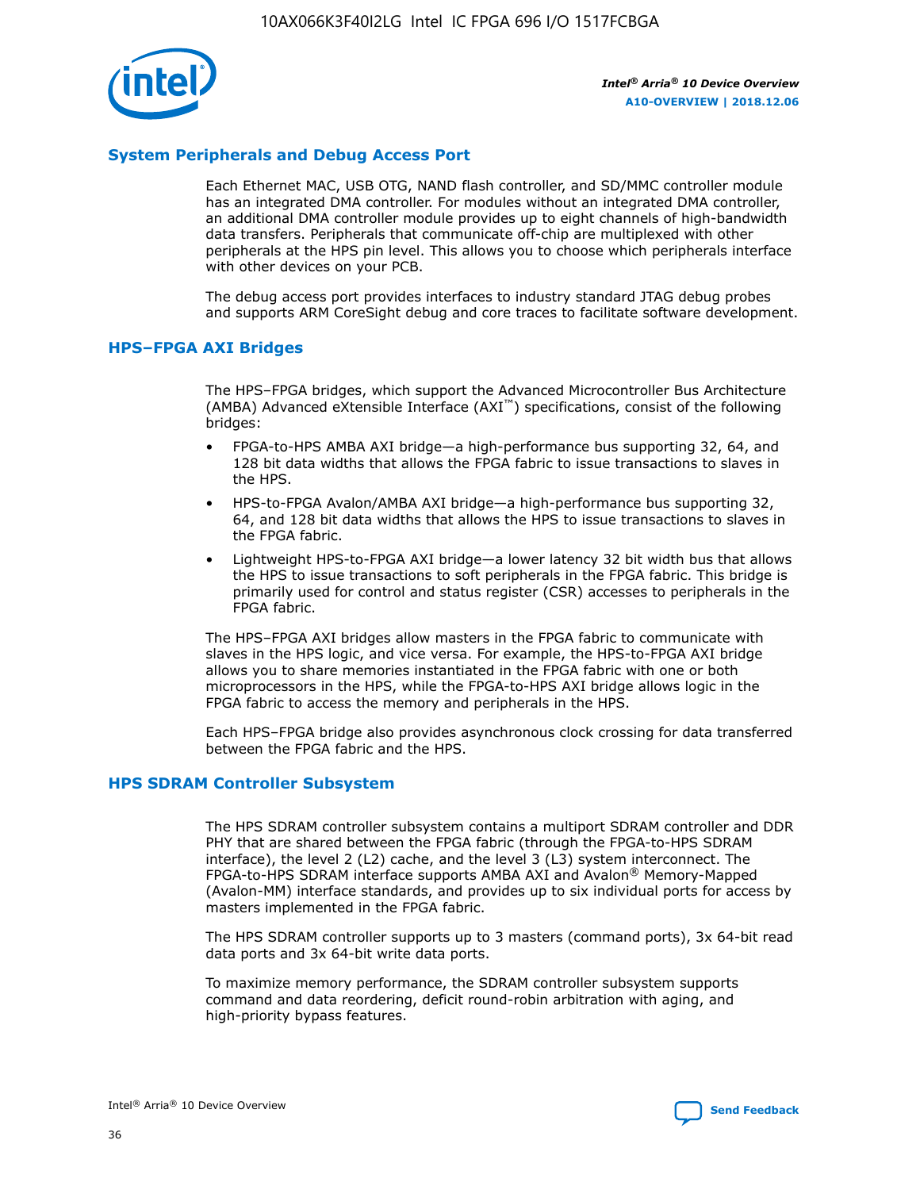## System Peripherals and Debug Access Port

Each Ethernet MAC, USB OTG, NAND flash controller, and SD/MMC controller module has an integrated DMA controller. For modules without an integrated DMA controller, an additional DMA controller module provides up to eight channels of high-bandwidth data transfers. Peripherals that communicate off-chip are multiplexed with other peripherals at the HPS pin level. This allows you to choose which peripherals interface with other devices on your PCB.

The debug access port provides interfaces to industry standard JTAG debug probes and supports ARM CoreSight debug and core traces to facilitate software development.

## HPS–FPGA AXI Bridges

The HPS–FPGA bridges, which support the Advanced Microcontroller Bus Architecture (AMBA) Advanced eXtensible Interface (AXI™) specifications, consist of the following bridges:

- FPGA-to-HPS AMBA AXI bridge—a high-performance bus supporting 32, 64, and 128 bit data widths that allows the FPGA fabric to issue transactions to slaves in the HPS.
- HPS-to-FPGA Avalon/AMBA AXI bridge—a high-performance bus supporting 32, 64, and 128 bit data widths that allows the HPS to issue transactions to slaves in the FPGA fabric.
- Lightweight HPS-to-FPGA AXI bridge—a lower latency 32 bit width bus that allows the HPS to issue transactions to soft peripherals in the FPGA fabric. This bridge is primarily used for control and status register (CSR) accesses to peripherals in the FPGA fabric.

The HPS–FPGA AXI bridges allow masters in the FPGA fabric to communicate with slaves in the HPS logic, and vice versa. For example, the HPS-to-FPGA AXI bridge allows you to share memories instantiated in the FPGA fabric with one or both microprocessors in the HPS, while the FPGA-to-HPS AXI bridge allows logic in the FPGA fabric to access the memory and peripherals in the HPS.

Each HPS–FPGA bridge also provides asynchronous clock crossing for data transferred between the FPGA fabric and the HPS.

## HPS SDRAM Controller Subsystem

The HPS SDRAM controller subsystem contains a multiport SDRAM controller and DDR PHY that are shared between the FPGA fabric (through the FPGA-to-HPS SDRAM interface), the level 2 (L2) cache, and the level 3 (L3) system interconnect. The FPGA-to-HPS SDRAM interface supports AMBA AXI and Avalon® Memory-Mapped (Avalon-MM) interface standards, and provides up to six individual ports for access by masters implemented in the FPGA fabric.

The HPS SDRAM controller supports up to 3 masters (command ports), 3x 64-bit read data ports and 3x 64-bit write data ports.

To maximize memory performance, the SDRAM controller subsystem supports command and data reordering, deficit round-robin arbitration with aging, and high-priority bypass features.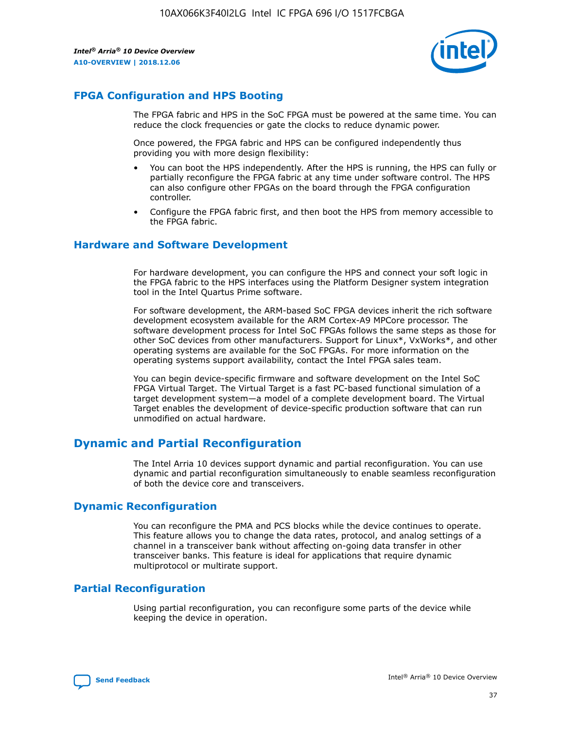## FPGA Configuration and HPS Booting

The FPGA fabric and HPS in the SoC FPGA must be powered at the same time. You can reduce the clock frequencies or gate the clocks to reduce dynamic power.

Once powered, the FPGA fabric and HPS can be configured independently thus providing you with more design flexibility:

- You can boot the HPS independently. After the HPS is running, the HPS can fully or partially reconfigure the FPGA fabric at any time under software control. The HPS can also configure other FPGAs on the board through the FPGA configuration controller.
- Configure the FPGA fabric first, and then boot the HPS from memory accessible to the FPGA fabric.

## Hardware and Software Development

For hardware development, you can configure the HPS and connect your soft logic in the FPGA fabric to the HPS interfaces using the Platform Designer system integration tool in the Intel Quartus Prime software.

For software development, the ARM-based SoC FPGA devices inherit the rich software development ecosystem available for the ARM Cortex-A9 MPCore processor. The software development process for Intel SoC FPGAs follows the same steps as those for other SoC devices from other manufacturers. Support for Linux*, VxWorks*, and other operating systems are available for the SoC FPGAs. For more information on the operating systems support availability, contact the Intel FPGA sales team.

You can begin device-specific firmware and software development on the Intel SoC FPGA Virtual Target. The Virtual Target is a fast PC-based functional simulation of a target development system—a model of a complete development board. The Virtual Target enables the development of device-specific production software that can run unmodified on actual hardware.

## Dynamic and Partial Reconfiguration

The Intel Arria 10 devices support dynamic and partial reconfiguration. You can use dynamic and partial reconfiguration simultaneously to enable seamless reconfiguration of both the device core and transceivers.

## Dynamic Reconfiguration

You can reconfigure the PMA and PCS blocks while the device continues to operate. This feature allows you to change the data rates, protocol, and analog settings of a channel in a transceiver bank without affecting on-going data transfer in other transceiver banks. This feature is ideal for applications that require dynamic multiprotocol or multirate support.

## Partial Reconfiguration

Using partial reconfiguration, you can reconfigure some parts of the device while keeping the device in operation.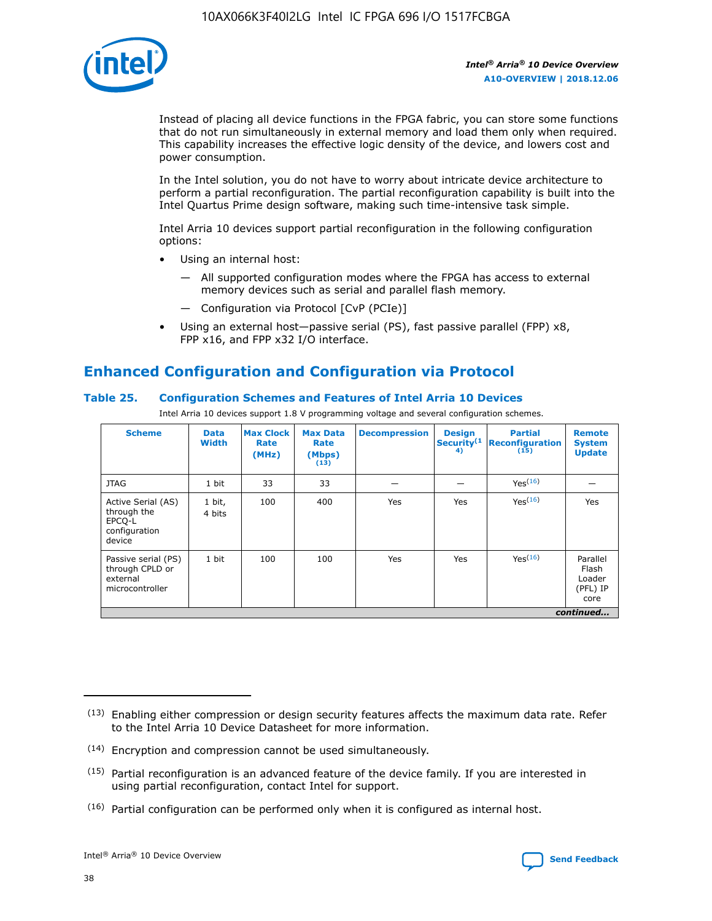Instead of placing all device functions in the FPGA fabric, you can store some functions that do not run simultaneously in external memory and load them only when required. This capability increases the effective logic density of the device, and lowers cost and power consumption.

In the Intel solution, you do not have to worry about intricate device architecture to perform a partial reconfiguration. The partial reconfiguration capability is built into the Intel Quartus Prime design software, making such time-intensive task simple.

Intel Arria 10 devices support partial reconfiguration in the following configuration options:

- Using an internal host:
  - — All supported configuration modes where the FPGA has access to external memory devices such as serial and parallel flash memory.
  - — Configuration via Protocol [CvP (PCIe)]
- Using an external host—passive serial (PS), fast passive parallel (FPP) x8, FPP x16, and FPP x32 I/O interface.

## Enhanced Configuration and Configuration via Protocol

### Table 25. Configuration Schemes and Features of Intel Arria 10 Devices

Intel Arria 10 devices support 1.8 V programming voltage and several configuration schemes.

| Scheme | Data Width | Max Clock Rate (MHz) | Max Data Rate (Mbps) (13) | Decompression | Design Security(14) | Partial Reconfiguration (15) | Remote System Update |
|---|---|---|---|---|---|---|---|
| JTAG | 1 bit | 33 | 33 | — | — | Yes(16) | — |
| Active Serial (AS) through the EPCQ-L configuration device | 1 bit, 4 bits | 100 | 400 | Yes | Yes | Yes(16) | Yes |
| Passive serial (PS) through CPLD or external microcontroller | 1 bit | 100 | 100 | Yes | Yes | Yes(16) | Parallel Flash Loader (PFL) IP core |

*continued...*

(13) Enabling either compression or design security features affects the maximum data rate. Refer to the Intel Arria 10 Device Datasheet for more information.

(14) Encryption and compression cannot be used simultaneously.

(15) Partial reconfiguration is an advanced feature of the device family. If you are interested in using partial reconfiguration, contact Intel for support.

(16) Partial configuration can be performed only when it is configured as internal host.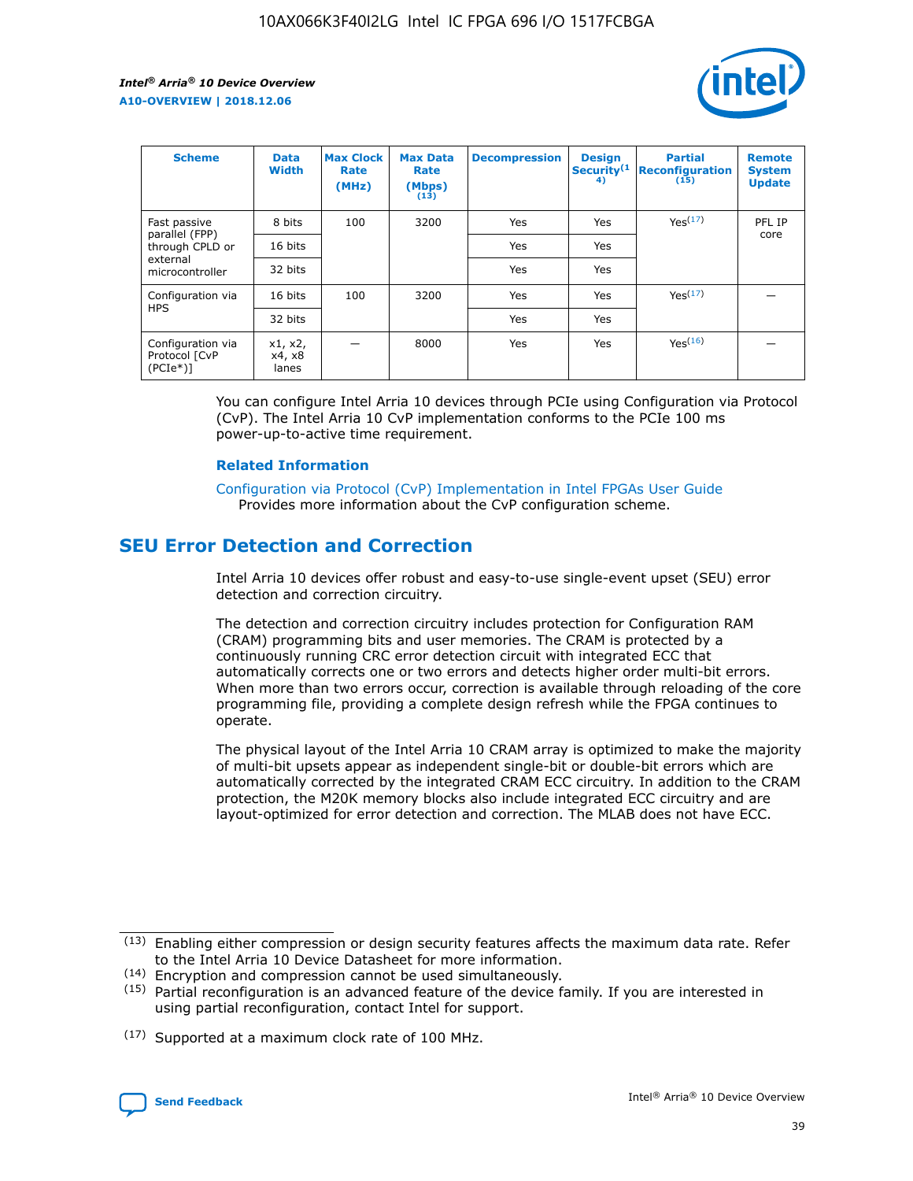| Scheme | Data Width | Max Clock Rate (MHz) | Max Data Rate (Mbps) (13) | Decompression | Design Security(14) | Partial Reconfiguration (15) | Remote System Update |
|---|---|---|---|---|---|---|---|
| Fast passive parallel (FPP) through CPLD or external microcontroller | 8 bits | 100 | 3200 | Yes | Yes | Yes(17) | PFL IP core |
| | 16 bits | | | Yes | Yes | | |
| | 32 bits | | | Yes | Yes | | |
| Configuration via HPS | 16 bits | 100 | 3200 | Yes | Yes | Yes(17) | — |
| | 32 bits | | | Yes | Yes | | |
| Configuration via Protocol [CvP (PCIe*)] | x1, x2, x4, x8 lanes | — | 8000 | Yes | Yes | Yes(16) | — |

You can configure Intel Arria 10 devices through PCIe using Configuration via Protocol (CvP). The Intel Arria 10 CvP implementation conforms to the PCIe 100 ms power-up-to-active time requirement.

### Related Information

Configuration via Protocol (CvP) Implementation in Intel FPGAs User Guide
Provides more information about the CvP configuration scheme.

## SEU Error Detection and Correction

Intel Arria 10 devices offer robust and easy-to-use single-event upset (SEU) error detection and correction circuitry.

The detection and correction circuitry includes protection for Configuration RAM (CRAM) programming bits and user memories. The CRAM is protected by a continuously running CRC error detection circuit with integrated ECC that automatically corrects one or two errors and detects higher order multi-bit errors. When more than two errors occur, correction is available through reloading of the core programming file, providing a complete design refresh while the FPGA continues to operate.

The physical layout of the Intel Arria 10 CRAM array is optimized to make the majority of multi-bit upsets appear as independent single-bit or double-bit errors which are automatically corrected by the integrated CRAM ECC circuitry. In addition to the CRAM protection, the M20K memory blocks also include integrated ECC circuitry and are layout-optimized for error detection and correction. The MLAB does not have ECC.

(13) Enabling either compression or design security features affects the maximum data rate. Refer to the Intel Arria 10 Device Datasheet for more information.

(14) Encryption and compression cannot be used simultaneously.

(15) Partial reconfiguration is an advanced feature of the device family. If you are interested in using partial reconfiguration, contact Intel for support.

(17) Supported at a maximum clock rate of 100 MHz.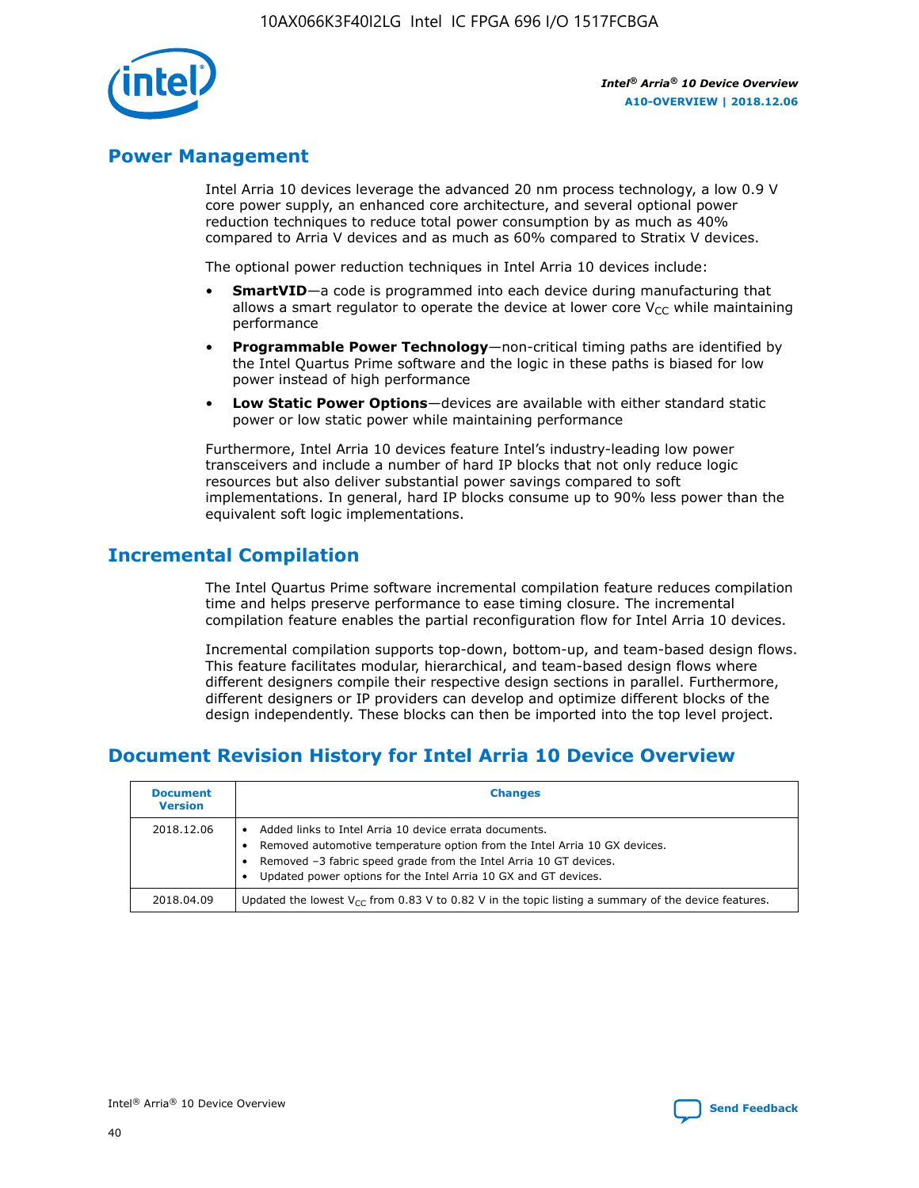## Power Management

Intel Arria 10 devices leverage the advanced 20 nm process technology, a low 0.9 V core power supply, an enhanced core architecture, and several optional power reduction techniques to reduce total power consumption by as much as 40% compared to Arria V devices and as much as 60% compared to Stratix V devices.

The optional power reduction techniques in Intel Arria 10 devices include:

- **SmartVID**—a code is programmed into each device during manufacturing that allows a smart regulator to operate the device at lower core $V_{CC}$ while maintaining performance
- **Programmable Power Technology**—non-critical timing paths are identified by the Intel Quartus Prime software and the logic in these paths is biased for low power instead of high performance
- **Low Static Power Options**—devices are available with either standard static power or low static power while maintaining performance

Furthermore, Intel Arria 10 devices feature Intel's industry-leading low power transceivers and include a number of hard IP blocks that not only reduce logic resources but also deliver substantial power savings compared to soft implementations. In general, hard IP blocks consume up to 90% less power than the equivalent soft logic implementations.

## Incremental Compilation

The Intel Quartus Prime software incremental compilation feature reduces compilation time and helps preserve performance to ease timing closure. The incremental compilation feature enables the partial reconfiguration flow for Intel Arria 10 devices.

Incremental compilation supports top-down, bottom-up, and team-based design flows. This feature facilitates modular, hierarchical, and team-based design flows where different designers compile their respective design sections in parallel. Furthermore, different designers or IP providers can develop and optimize different blocks of the design independently. These blocks can then be imported into the top level project.

## Document Revision History for Intel Arria 10 Device Overview

| Document Version | Changes |
|---|---|
| 2018.12.06 | • Added links to Intel Arria 10 device errata documents.<br>• Removed automotive temperature option from the Intel Arria 10 GX devices.<br>• Removed –3 fabric speed grade from the Intel Arria 10 GT devices.<br>• Updated power options for the Intel Arria 10 GX and GT devices. |
| 2018.04.09 | Updated the lowest $V_{CC}$ from 0.83 V to 0.82 V in the topic listing a summary of the device features. |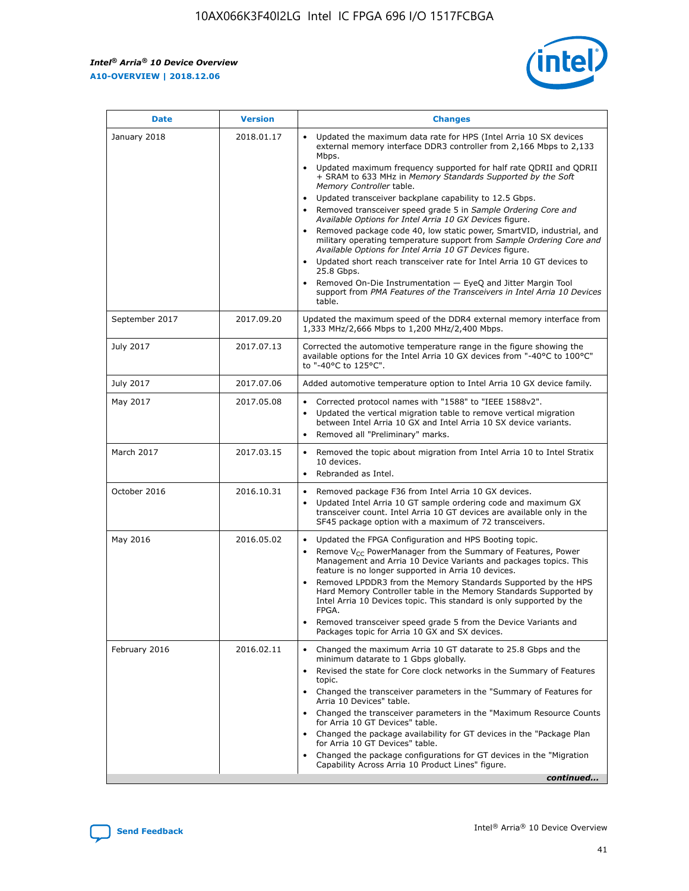| Date | Version | Changes |
| --- | --- | --- |
| January 2018 | 2018.01.17 | • Updated the maximum data rate for HPS (Intel Arria 10 SX devices external memory interface DDR3 controller from 2,166 Mbps to 2,133 Mbps.<br>• Updated maximum frequency supported for half rate QDRII and QDRII + SRAM to 633 MHz in *Memory Standards Supported by the Soft Memory Controller* table.<br>• Updated transceiver backplane capability to 12.5 Gbps.<br>• Removed transceiver speed grade 5 in *Sample Ordering Core and Available Options for Intel Arria 10 GX Devices* figure.<br>• Removed package code 40, low static power, SmartVID, industrial, and military operating temperature support from *Sample Ordering Core and Available Options for Intel Arria 10 GT Devices* figure.<br>• Updated short reach transceiver rate for Intel Arria 10 GT devices to 25.8 Gbps.<br>• Removed On-Die Instrumentation — EyeQ and Jitter Margin Tool support from *PMA Features of the Transceivers in Intel Arria 10 Devices* table. |
| September 2017 | 2017.09.20 | Updated the maximum speed of the DDR4 external memory interface from 1,333 MHz/2,666 Mbps to 1,200 MHz/2,400 Mbps. |
| July 2017 | 2017.07.13 | Corrected the automotive temperature range in the figure showing the available options for the Intel Arria 10 GX devices from "-40°C to 100°C" to "-40°C to 125°C". |
| July 2017 | 2017.07.06 | Added automotive temperature option to Intel Arria 10 GX device family. |
| May 2017 | 2017.05.08 | • Corrected protocol names with "1588" to "IEEE 1588v2".<br>• Updated the vertical migration table to remove vertical migration between Intel Arria 10 GX and Intel Arria 10 SX device variants.<br>• Removed all "Preliminary" marks. |
| March 2017 | 2017.03.15 | • Removed the topic about migration from Intel Arria 10 to Intel Stratix 10 devices.<br>• Rebranded as Intel. |
| October 2016 | 2016.10.31 | • Removed package F36 from Intel Arria 10 GX devices.<br>• Updated Intel Arria 10 GT sample ordering code and maximum GX transceiver count. Intel Arria 10 GT devices are available only in the SF45 package option with a maximum of 72 transceivers. |
| May 2016 | 2016.05.02 | • Updated the FPGA Configuration and HPS Booting topic.<br>• Remove $V_{CC}$ PowerManager from the Summary of Features, Power Management and Arria 10 Device Variants and packages topics. This feature is no longer supported in Arria 10 devices.<br>• Removed LPDDR3 from the Memory Standards Supported by the HPS Hard Memory Controller table in the Memory Standards Supported by Intel Arria 10 Devices topic. This standard is only supported by the FPGA.<br>• Removed transceiver speed grade 5 from the Device Variants and Packages topic for Arria 10 GX and SX devices. |
| February 2016 | 2016.02.11 | • Changed the maximum Arria 10 GT datarate to 25.8 Gbps and the minimum datarate to 1 Gbps globally.<br>• Revised the state for Core clock networks in the Summary of Features topic.<br>• Changed the transceiver parameters in the "Summary of Features for Arria 10 Devices" table.<br>• Changed the transceiver parameters in the "Maximum Resource Counts for Arria 10 GT Devices" table.<br>• Changed the package availability for GT devices in the "Package Plan for Arria 10 GT Devices" table.<br>• Changed the package configurations for GT devices in the "Migration Capability Across Arria 10 Product Lines" figure. |

*continued...*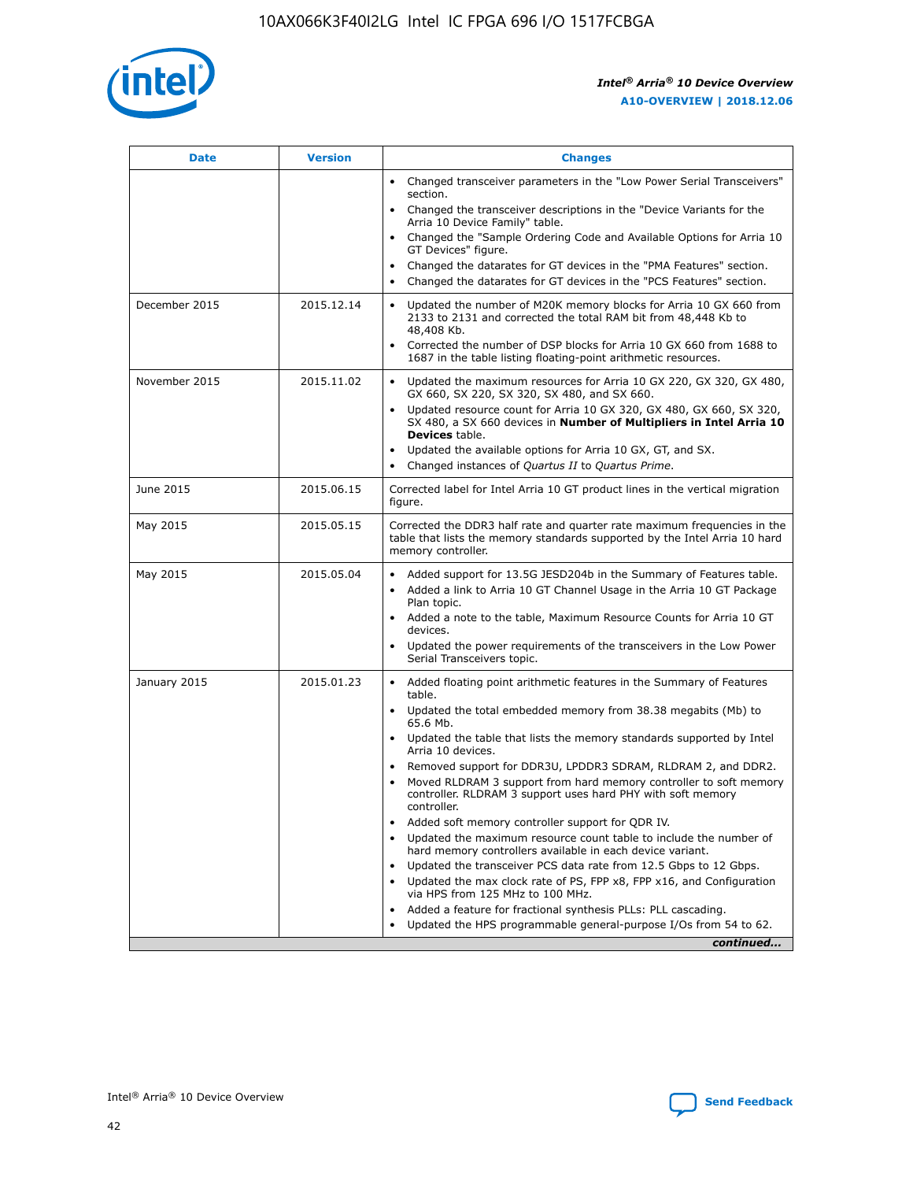| Date | Version | Changes |
| --- | --- | --- |
| | | • Changed transceiver parameters in the "Low Power Serial Transceivers" section.<br>• Changed the transceiver descriptions in the "Device Variants for the Arria 10 Device Family" table.<br>• Changed the "Sample Ordering Code and Available Options for Arria 10 GT Devices" figure.<br>• Changed the datarates for GT devices in the "PMA Features" section.<br>• Changed the datarates for GT devices in the "PCS Features" section. |
| December 2015 | 2015.12.14 | • Updated the number of M20K memory blocks for Arria 10 GX 660 from 2133 to 2131 and corrected the total RAM bit from 48,448 Kb to 48,408 Kb.<br>• Corrected the number of DSP blocks for Arria 10 GX 660 from 1688 to 1687 in the table listing floating-point arithmetic resources. |
| November 2015 | 2015.11.02 | • Updated the maximum resources for Arria 10 GX 220, GX 320, GX 480, GX 660, SX 220, SX 320, SX 480, and SX 660.<br>• Updated resource count for Arria 10 GX 320, GX 480, GX 660, SX 320, SX 480, a SX 660 devices in **Number of Multipliers in Intel Arria 10 Devices** table.<br>• Updated the available options for Arria 10 GX, GT, and SX.<br>• Changed instances of *Quartus II* to *Quartus Prime*. |
| June 2015 | 2015.06.15 | Corrected label for Intel Arria 10 GT product lines in the vertical migration figure. |
| May 2015 | 2015.05.15 | Corrected the DDR3 half rate and quarter rate maximum frequencies in the table that lists the memory standards supported by the Intel Arria 10 hard memory controller. |
| May 2015 | 2015.05.04 | • Added support for 13.5G JESD204b in the Summary of Features table.<br>• Added a link to Arria 10 GT Channel Usage in the Arria 10 GT Package Plan topic.<br>• Added a note to the table, Maximum Resource Counts for Arria 10 GT devices.<br>• Updated the power requirements of the transceivers in the Low Power Serial Transceivers topic. |
| January 2015 | 2015.01.23 | • Added floating point arithmetic features in the Summary of Features table.<br>• Updated the total embedded memory from 38.38 megabits (Mb) to 65.6 Mb.<br>• Updated the table that lists the memory standards supported by Intel Arria 10 devices.<br>• Removed support for DDR3U, LPDDR3 SDRAM, RLDRAM 2, and DDR2.<br>• Moved RLDRAM 3 support from hard memory controller to soft memory controller. RLDRAM 3 support uses hard PHY with soft memory controller.<br>• Added soft memory controller support for QDR IV.<br>• Updated the maximum resource count table to include the number of hard memory controllers available in each device variant.<br>• Updated the transceiver PCS data rate from 12.5 Gbps to 12 Gbps.<br>• Updated the max clock rate of PS, FPP x8, FPP x16, and Configuration via HPS from 125 MHz to 100 MHz.<br>• Added a feature for fractional synthesis PLLs: PLL cascading.<br>• Updated the HPS programmable general-purpose I/Os from 54 to 62. |

*continued...*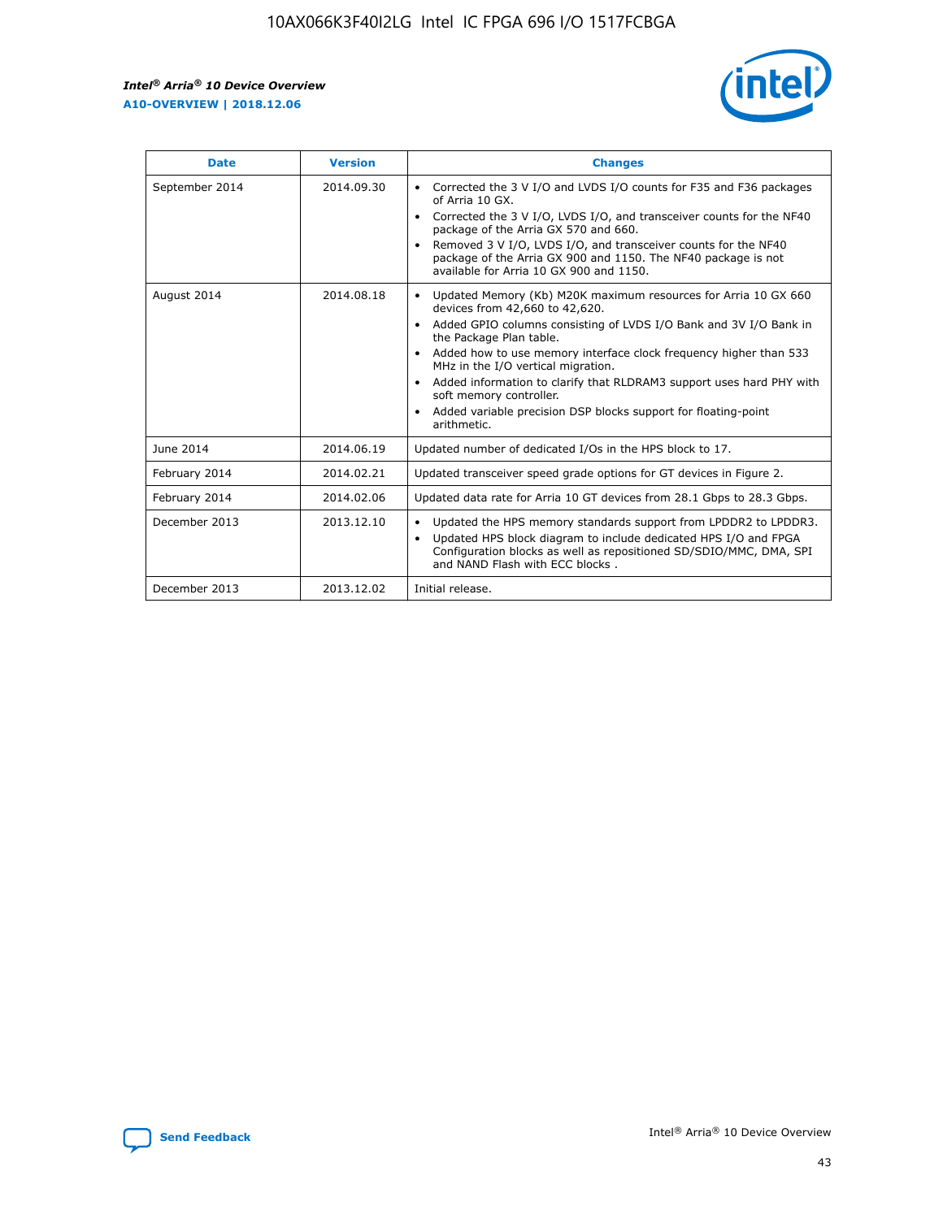| Date | Version | Changes |
|---|---|---|
| September 2014 | 2014.09.30 | • Corrected the 3 V I/O and LVDS I/O counts for F35 and F36 packages of Arria 10 GX.<br>• Corrected the 3 V I/O, LVDS I/O, and transceiver counts for the NF40 package of the Arria GX 570 and 660.<br>• Removed 3 V I/O, LVDS I/O, and transceiver counts for the NF40 package of the Arria GX 900 and 1150. The NF40 package is not available for Arria 10 GX 900 and 1150. |
| August 2014 | 2014.08.18 | • Updated Memory (Kb) M20K maximum resources for Arria 10 GX 660 devices from 42,660 to 42,620.<br>• Added GPIO columns consisting of LVDS I/O Bank and 3V I/O Bank in the Package Plan table.<br>• Added how to use memory interface clock frequency higher than 533 MHz in the I/O vertical migration.<br>• Added information to clarify that RLDRAM3 support uses hard PHY with soft memory controller.<br>• Added variable precision DSP blocks support for floating-point arithmetic. |
| June 2014 | 2014.06.19 | Updated number of dedicated I/Os in the HPS block to 17. |
| February 2014 | 2014.02.21 | Updated transceiver speed grade options for GT devices in Figure 2. |
| February 2014 | 2014.02.06 | Updated data rate for Arria 10 GT devices from 28.1 Gbps to 28.3 Gbps. |
| December 2013 | 2013.12.10 | • Updated the HPS memory standards support from LPDDR2 to LPDDR3.<br>• Updated HPS block diagram to include dedicated HPS I/O and FPGA Configuration blocks as well as repositioned SD/SDIO/MMC, DMA, SPI and NAND Flash with ECC blocks . |
| December 2013 | 2013.12.02 | Initial release. |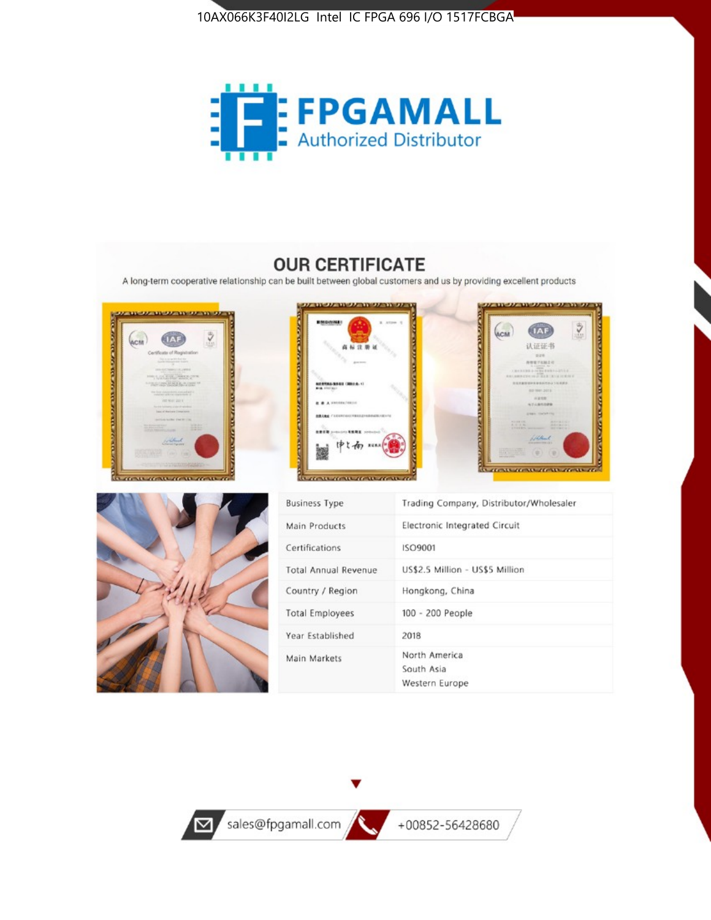FPGAMALL
Authorized Distributor

## OUR CERTIFICATE

A long-term cooperative relationship can be built between global customers and us by providing excellent products

| | |
|---|---|
| Business Type | Trading Company, Distributor/Wholesaler |
| Main Products | Electronic Integrated Circuit |
| Certifications | ISO9001 |
| Total Annual Revenue | US$2.5 Million - US$5 Million |
| Country / Region | Hongkong, China |
| Total Employees | 100 - 200 People |
| Year Established | 2018 |
| Main Markets | North America<br>South Asia<br>Western Europe |

sales@fpgamall.com

+00852-56428680